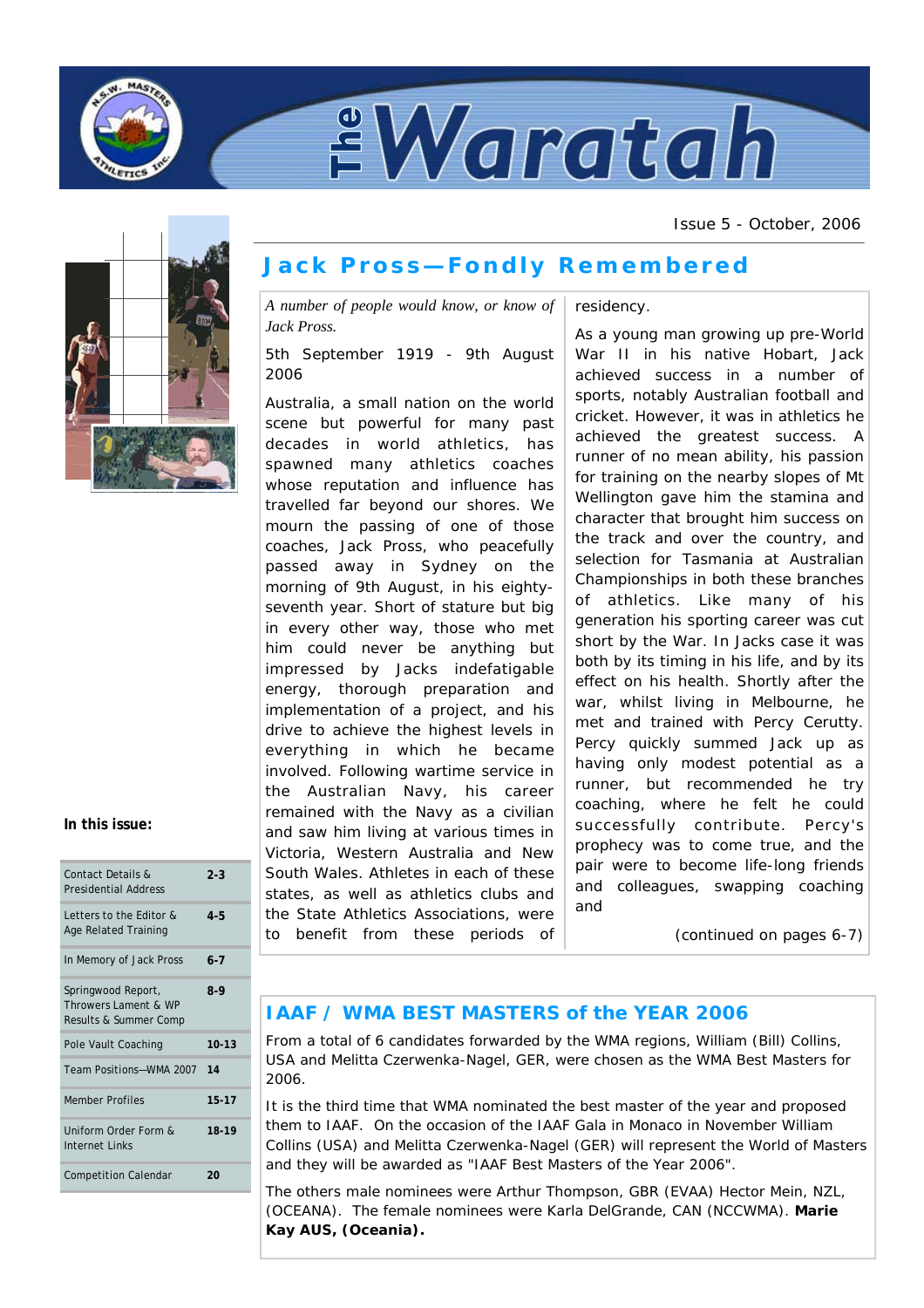# The Waratah

Issue 5 - October, 2006

## Jack Pross—Fondly Remembered

*A number of people would know, or know of Jack Pross.*

5th September 1919 - 9th August 2006

Australia, a small nation on the world scene but powerful for many past decades in world athletics, has spawned many athletics coaches whose reputation and influence has travelled far beyond our shores. We mourn the passing of one of those coaches, Jack Pross, who peacefully passed away in Sydney on the morning of 9th August, in his eighty-seventh year. Short of stature but big in every other way, those who met him could never be anything but impressed by Jacks indefatigable energy, thorough preparation and implementation of a project, and his drive to achieve the highest levels in everything in which he became involved. Following wartime service in the Australian Navy, his career remained with the Navy as a civilian and saw him living at various times in Victoria, Western Australia and New South Wales. Athletes in each of these states, as well as athletics clubs and the State Athletics Associations, were to benefit from these periods of residency.

As a young man growing up pre-World War II in his native Hobart, Jack achieved success in a number of sports, notably Australian football and cricket. However, it was in athletics he achieved the greatest success. A runner of no mean ability, his passion for training on the nearby slopes of Mt Wellington gave him the stamina and character that brought him success on the track and over the country, and selection for Tasmania at Australian Championships in both these branches of athletics. Like many of his generation his sporting career was cut short by the War. In Jacks case it was both by its timing in his life, and by its effect on his health. Shortly after the war, whilst living in Melbourne, he met and trained with Percy Cerutty. Percy quickly summed Jack up as having only modest potential as a runner, but recommended he try coaching, where he felt he could successfully contribute. Percy's prophecy was to come true, and the pair were to become life-long friends and colleagues, swapping coaching and

(continued on pages 6-7)

**In this issue:**

| | |
|---|---|
| Contact Details & Presidential Address | 2-3 |
| Letters to the Editor & Age Related Training | 4-5 |
| In Memory of Jack Pross | 6-7 |
| Springwood Report, Throwers Lament & WP Results & Summer Comp | 8-9 |
| Pole Vault Coaching | 10-13 |
| Team Positions—WMA 2007 | 14 |
| Member Profiles | 15-17 |
| Uniform Order Form & Internet Links | 18-19 |
| Competition Calendar | 20 |

## IAAF / WMA BEST MASTERS of the YEAR 2006

From a total of 6 candidates forwarded by the WMA regions, William (Bill) Collins, USA and Melitta Czerwenka-Nagel, GER, were chosen as the WMA Best Masters for 2006.

It is the third time that WMA nominated the best master of the year and proposed them to IAAF. On the occasion of the IAAF Gala in Monaco in November William Collins (USA) and Melitta Czerwenka-Nagel (GER) will represent the World of Masters and they will be awarded as "IAAF Best Masters of the Year 2006".

The others male nominees were Arthur Thompson, GBR (EVAA) Hector Mein, NZL, (OCEANA). The female nominees were Karla DelGrande, CAN (NCCWMA). **Marie Kay AUS, (Oceania).**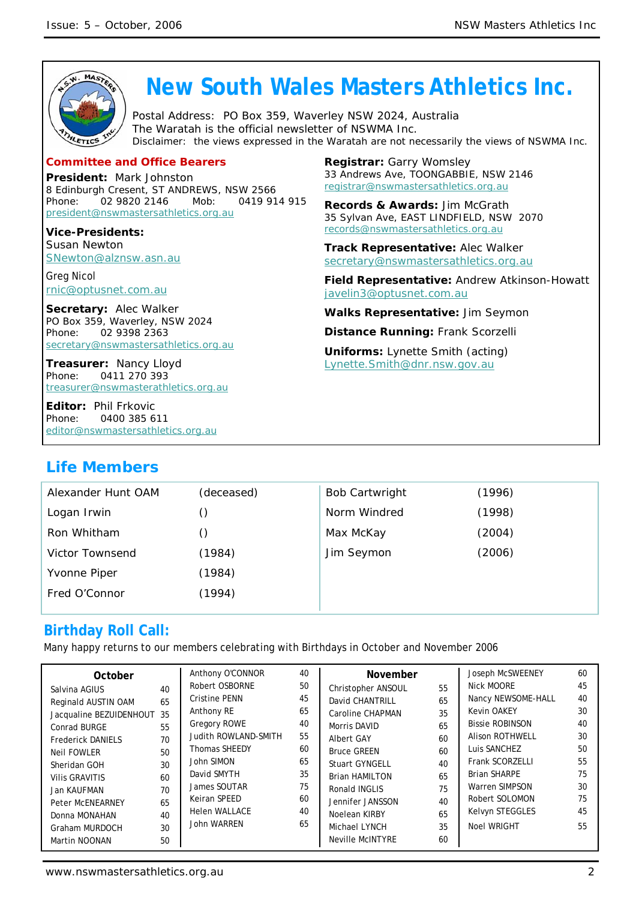# New South Wales Masters Athletics Inc.

Postal Address: PO Box 359, Waverley NSW 2024, Australia
The Waratah is the official newsletter of NSWMA Inc.
Disclaimer: the views expressed in the Waratah are not necessarily the views of NSWMA Inc.

## Committee and Office Bearers

**President:** Mark Johnston
8 Edinburgh Cresent, ST ANDREWS, NSW 2566
Phone: 02 9820 2146 Mob: 0419 914 915
president@nswmastersathletics.org.au

**Vice-Presidents:**
Susan Newton
SNewton@alznsw.asn.au

Greg Nicol
rnic@optusnet.com.au

**Secretary:** Alec Walker
PO Box 359, Waverley, NSW 2024
Phone: 02 9398 2363
secretary@nswmastersathletics.org.au

**Treasurer:** Nancy Lloyd
Phone: 0411 270 393
treasurer@nswmasterathletics.org.au

**Editor:** Phil Frkovic
Phone: 0400 385 611
editor@nswmastersathletics.org.au

**Registrar:** Garry Womsley
33 Andrews Ave, TOONGABBIE, NSW 2146
registrar@nswmastersathletics.org.au

**Records & Awards:** Jim McGrath
35 Sylvan Ave, EAST LINDFIELD, NSW 2070
records@nswmastersathletics.org.au

**Track Representative:** Alec Walker
secretary@nswmastersathletics.org.au

**Field Representative:** Andrew Atkinson-Howatt
javelin3@optusnet.com.au

**Walks Representative:** Jim Seymon

**Distance Running:** Frank Scorzelli

**Uniforms:** Lynette Smith (acting)
Lynette.Smith@dnr.nsw.gov.au

## Life Members

| Name | Year |
|---|---|
| Alexander Hunt OAM | (deceased) |
| Logan Irwin | () |
| Ron Whitham | () |
| Victor Townsend | (1984) |
| Yvonne Piper | (1984) |
| Fred O'Connor | (1994) |
| Bob Cartwright | (1996) |
| Norm Windred | (1998) |
| Max McKay | (2004) |
| Jim Seymon | (2006) |

## Birthday Roll Call:

Many happy returns to our members celebrating with Birthdays in October and November 2006

**October**

| Name | Age |
|---|---|
| Salvina AGIUS | 40 |
| Reginald AUSTIN OAM | 65 |
| Jacqualine BEZUIDENHOUT | 35 |
| Conrad BURGE | 55 |
| Frederick DANIELS | 70 |
| Neil FOWLER | 50 |
| Sheridan GOH | 30 |
| Vilis GRAVITIS | 60 |
| Jan KAUFMAN | 70 |
| Peter McENEARNEY | 65 |
| Donna MONAHAN | 40 |
| Graham MURDOCH | 30 |
| Martin NOONAN | 50 |
| Anthony O'CONNOR | 40 |
| Robert OSBORNE | 50 |
| Cristine PENN | 45 |
| Anthony RE | 65 |
| Gregory ROWE | 40 |
| Judith ROWLAND-SMITH | 55 |
| Thomas SHEEDY | 60 |
| John SIMON | 65 |
| David SMYTH | 35 |
| James SOUTAR | 75 |
| Keiran SPEED | 60 |
| Helen WALLACE | 40 |
| John WARREN | 65 |

**November**

| Name | Age |
|---|---|
| Christopher ANSOUL | 55 |
| David CHANTRILL | 65 |
| Caroline CHAPMAN | 35 |
| Morris DAVID | 65 |
| Albert GAY | 60 |
| Bruce GREEN | 60 |
| Stuart GYNGELL | 40 |
| Brian HAMILTON | 65 |
| Ronald INGLIS | 75 |
| Jennifer JANSSON | 40 |
| Noelean KIRBY | 65 |
| Michael LYNCH | 35 |
| Neville McINTYRE | 60 |
| Joseph McSWEENEY | 60 |
| Nick MOORE | 45 |
| Nancy NEWSOME-HALL | 40 |
| Kevin OAKEY | 30 |
| Bissie ROBINSON | 40 |
| Alison ROTHWELL | 30 |
| Luis SANCHEZ | 50 |
| Frank SCORZELLI | 55 |
| Brian SHARPE | 75 |
| Warren SIMPSON | 30 |
| Robert SOLOMON | 75 |
| Kelvyn STEGGLES | 45 |
| Noel WRIGHT | 55 |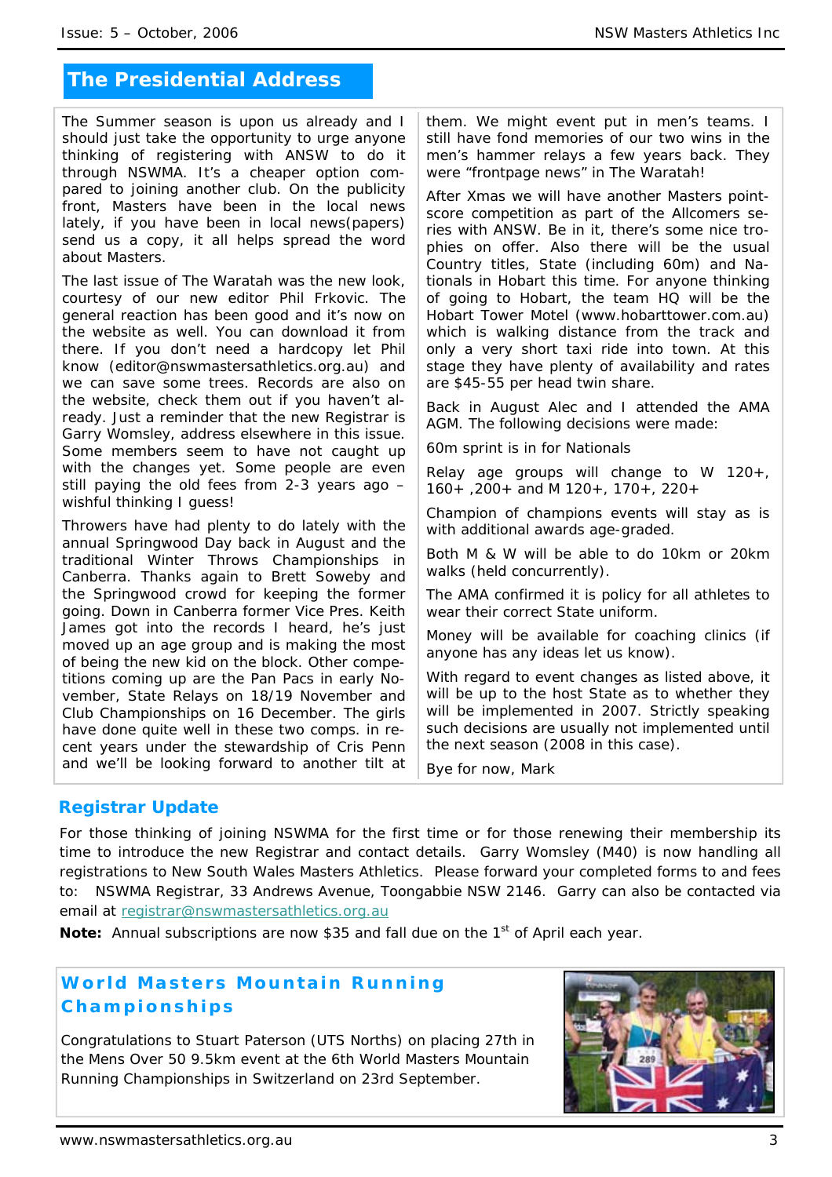## The Presidential Address

The Summer season is upon us already and I should just take the opportunity to urge anyone thinking of registering with ANSW to do it through NSWMA. It's a cheaper option compared to joining another club. On the publicity front, Masters have been in the local news lately, if you have been in local news(papers) send us a copy, it all helps spread the word about Masters.

The last issue of The Waratah was the new look, courtesy of our new editor Phil Frkovic. The general reaction has been good and it's now on the website as well. You can download it from there. If you don't need a hardcopy let Phil know (editor@nswmastersathletics.org.au) and we can save some trees. Records are also on the website, check them out if you haven't already. Just a reminder that the new Registrar is Garry Womsley, address elsewhere in this issue. Some members seem to have not caught up with the changes yet. Some people are even still paying the old fees from 2-3 years ago – wishful thinking I guess!

Throwers have had plenty to do lately with the annual Springwood Day back in August and the traditional Winter Throws Championships in Canberra. Thanks again to Brett Soweby and the Springwood crowd for keeping the former going. Down in Canberra former Vice Pres. Keith James got into the records I heard, he's just moved up an age group and is making the most of being the new kid on the block. Other competitions coming up are the Pan Pacs in early November, State Relays on 18/19 November and Club Championships on 16 December. The girls have done quite well in these two comps. in recent years under the stewardship of Cris Penn and we'll be looking forward to another tilt at them. We might event put in men's teams. I still have fond memories of our two wins in the men's hammer relays a few years back. They were "frontpage news" in The Waratah!

After Xmas we will have another Masters point-score competition as part of the Allcomers series with ANSW. Be in it, there's some nice trophies on offer. Also there will be the usual Country titles, State (including 60m) and Nationals in Hobart this time. For anyone thinking of going to Hobart, the team HQ will be the Hobart Tower Motel (www.hobarttower.com.au) which is walking distance from the track and only a very short taxi ride into town. At this stage they have plenty of availability and rates are $45-55 per head twin share.

Back in August Alec and I attended the AMA AGM. The following decisions were made:

60m sprint is in for Nationals

Relay age groups will change to W 120+, 160+ ,200+ and M 120+, 170+, 220+

Champion of champions events will stay as is with additional awards age-graded.

Both M & W will be able to do 10km or 20km walks (held concurrently).

The AMA confirmed it is policy for all athletes to wear their correct State uniform.

Money will be available for coaching clinics (if anyone has any ideas let us know).

With regard to event changes as listed above, it will be up to the host State as to whether they will be implemented in 2007. Strictly speaking such decisions are usually not implemented until the next season (2008 in this case).

Bye for now, Mark

## Registrar Update

For those thinking of joining NSWMA for the first time or for those renewing their membership its time to introduce the new Registrar and contact details. Garry Womsley (M40) is now handling all registrations to New South Wales Masters Athletics. Please forward your completed forms to and fees to: NSWMA Registrar, 33 Andrews Avenue, Toongabbie NSW 2146. Garry can also be contacted via email at registrar@nswmastersathletics.org.au

**Note:** Annual subscriptions are now $35 and fall due on the 1st of April each year.

## World Masters Mountain Running Championships

Congratulations to Stuart Paterson (UTS Norths) on placing 27th in the Mens Over 50 9.5km event at the 6th World Masters Mountain Running Championships in Switzerland on 23rd September.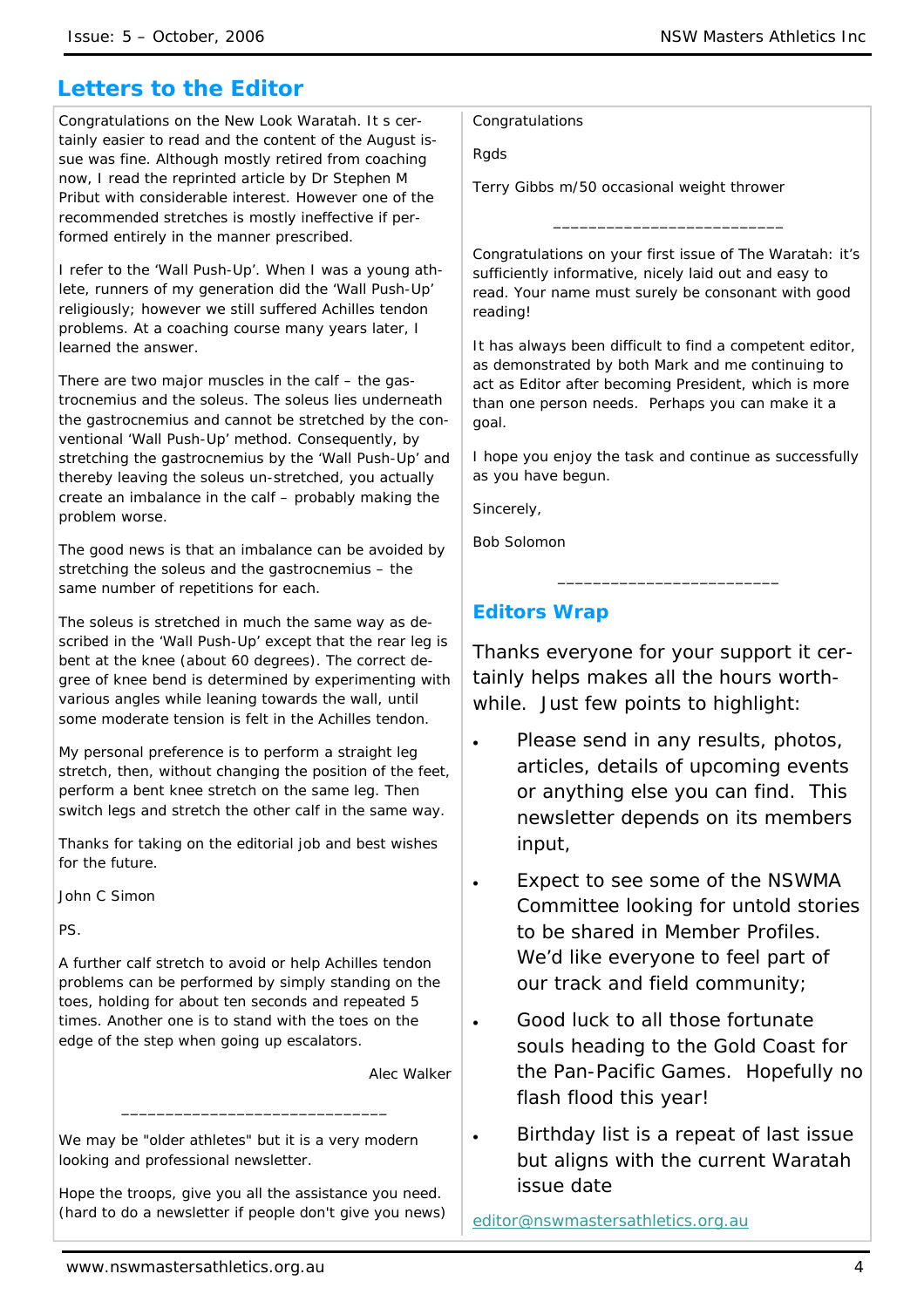## Letters to the Editor

Congratulations on the New Look Waratah. It s certainly easier to read and the content of the August issue was fine. Although mostly retired from coaching now, I read the reprinted article by Dr Stephen M Pribut with considerable interest. However one of the recommended stretches is mostly ineffective if performed entirely in the manner prescribed.

I refer to the 'Wall Push-Up'. When I was a young athlete, runners of my generation did the 'Wall Push-Up' religiously; however we still suffered Achilles tendon problems. At a coaching course many years later, I learned the answer.

There are two major muscles in the calf – the gastrocnemius and the soleus. The soleus lies underneath the gastrocnemius and cannot be stretched by the conventional 'Wall Push-Up' method. Consequently, by stretching the gastrocnemius by the 'Wall Push-Up' and thereby leaving the soleus un-stretched, you actually create an imbalance in the calf – probably making the problem worse.

The good news is that an imbalance can be avoided by stretching the soleus and the gastrocnemius – the same number of repetitions for each.

The soleus is stretched in much the same way as described in the 'Wall Push-Up' except that the rear leg is bent at the knee (about 60 degrees). The correct degree of knee bend is determined by experimenting with various angles while leaning towards the wall, until some moderate tension is felt in the Achilles tendon.

My personal preference is to perform a straight leg stretch, then, without changing the position of the feet, perform a bent knee stretch on the same leg. Then switch legs and stretch the other calf in the same way.

Thanks for taking on the editorial job and best wishes for the future.

John C Simon

PS.

A further calf stretch to avoid or help Achilles tendon problems can be performed by simply standing on the toes, holding for about ten seconds and repeated 5 times. Another one is to stand with the toes on the edge of the step when going up escalators.

Alec Walker

______________________________

We may be "older athletes" but it is a very modern looking and professional newsletter.

Hope the troops, give you all the assistance you need. (hard to do a newsletter if people don't give you news)

Congratulations

Rgds

Terry Gibbs m/50 occasional weight thrower

___________________________

Congratulations on your first issue of The Waratah: it's sufficiently informative, nicely laid out and easy to read. Your name must surely be consonant with good reading!

It has always been difficult to find a competent editor, as demonstrated by both Mark and me continuing to act as Editor after becoming President, which is more than one person needs. Perhaps you can make it a goal.

I hope you enjoy the task and continue as successfully as you have begun.

Sincerely,

Bob Solomon

__________________________

## Editors Wrap

Thanks everyone for your support it certainly helps makes all the hours worthwhile. Just few points to highlight:

- Please send in any results, photos, articles, details of upcoming events or anything else you can find. This newsletter depends on its members input,
- Expect to see some of the NSWMA Committee looking for untold stories to be shared in Member Profiles. We'd like everyone to feel part of our track and field community;
- Good luck to all those fortunate souls heading to the Gold Coast for the Pan-Pacific Games. Hopefully no flash flood this year!
- Birthday list is a repeat of last issue but aligns with the current Waratah issue date

editor@nswmastersathletics.org.au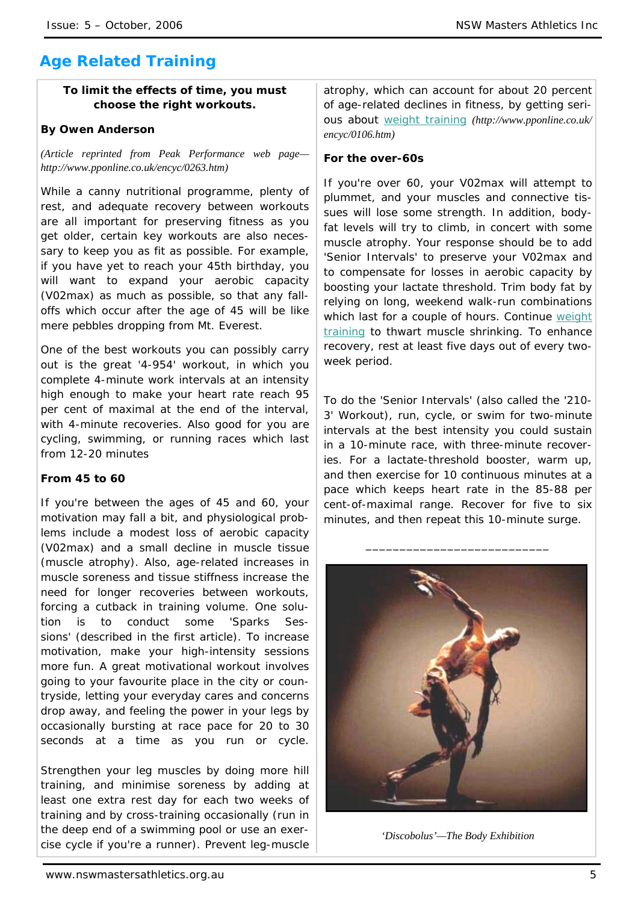# Age Related Training

**To limit the effects of time, you must choose the right workouts.**

**By Owen Anderson**

*(Article reprinted from Peak Performance web page—http://www.pponline.co.uk/encyc/0263.htm)*

While a canny nutritional programme, plenty of rest, and adequate recovery between workouts are all important for preserving fitness as you get older, certain key workouts are also necessary to keep you as fit as possible. For example, if you have yet to reach your 45th birthday, you will want to expand your aerobic capacity (V02max) as much as possible, so that any fall-offs which occur after the age of 45 will be like mere pebbles dropping from Mt. Everest.

One of the best workouts you can possibly carry out is the great '4-954' workout, in which you complete 4-minute work intervals at an intensity high enough to make your heart rate reach 95 per cent of maximal at the end of the interval, with 4-minute recoveries. Also good for you are cycling, swimming, or running races which last from 12-20 minutes

**From 45 to 60**

If you're between the ages of 45 and 60, your motivation may fall a bit, and physiological problems include a modest loss of aerobic capacity (V02max) and a small decline in muscle tissue (muscle atrophy). Also, age-related increases in muscle soreness and tissue stiffness increase the need for longer recoveries between workouts, forcing a cutback in training volume. One solution is to conduct some 'Sparks Sessions' (described in the first article). To increase motivation, make your high-intensity sessions more fun. A great motivational workout involves going to your favourite place in the city or countryside, letting your everyday cares and concerns drop away, and feeling the power in your legs by occasionally bursting at race pace for 20 to 30 seconds at a time as you run or cycle.

Strengthen your leg muscles by doing more hill training, and minimise soreness by adding at least one extra rest day for each two weeks of training and by cross-training occasionally (run in the deep end of a swimming pool or use an exercise cycle if you're a runner). Prevent leg-muscle atrophy, which can account for about 20 percent of age-related declines in fitness, by getting serious about weight training *(http://www.pponline.co.uk/encyc/0106.htm)*

**For the over-60s**

If you're over 60, your V02max will attempt to plummet, and your muscles and connective tissues will lose some strength. In addition, body-fat levels will try to climb, in concert with some muscle atrophy. Your response should be to add 'Senior Intervals' to preserve your V02max and to compensate for losses in aerobic capacity by boosting your lactate threshold. Trim body fat by relying on long, weekend walk-run combinations which last for a couple of hours. Continue weight training to thwart muscle shrinking. To enhance recovery, rest at least five days out of every two-week period.

To do the 'Senior Intervals' (also called the '210-3' Workout), run, cycle, or swim for two-minute intervals at the best intensity you could sustain in a 10-minute race, with three-minute recoveries. For a lactate-threshold booster, warm up, and then exercise for 10 continuous minutes at a pace which keeps heart rate in the 85-88 per cent-of-maximal range. Recover for five to six minutes, and then repeat this 10-minute surge.

---

*'Discobolus'—The Body Exhibition*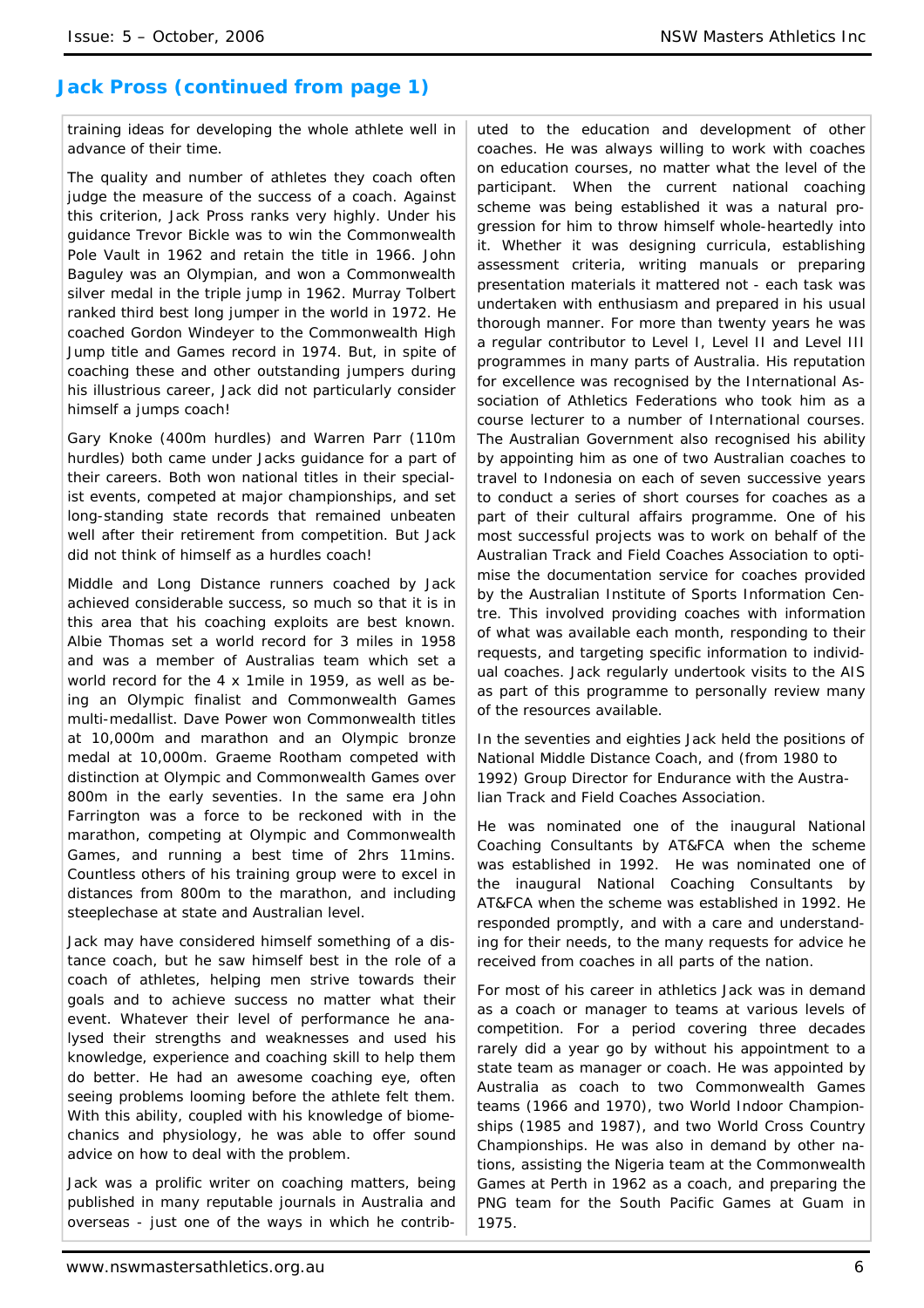## Jack Pross (continued from page 1)

training ideas for developing the whole athlete well in advance of their time.

The quality and number of athletes they coach often judge the measure of the success of a coach. Against this criterion, Jack Pross ranks very highly. Under his guidance Trevor Bickle was to win the Commonwealth Pole Vault in 1962 and retain the title in 1966. John Baguley was an Olympian, and won a Commonwealth silver medal in the triple jump in 1962. Murray Tolbert ranked third best long jumper in the world in 1972. He coached Gordon Windeyer to the Commonwealth High Jump title and Games record in 1974. But, in spite of coaching these and other outstanding jumpers during his illustrious career, Jack did not particularly consider himself a jumps coach!

Gary Knoke (400m hurdles) and Warren Parr (110m hurdles) both came under Jacks guidance for a part of their careers. Both won national titles in their specialist events, competed at major championships, and set long-standing state records that remained unbeaten well after their retirement from competition. But Jack did not think of himself as a hurdles coach!

Middle and Long Distance runners coached by Jack achieved considerable success, so much so that it is in this area that his coaching exploits are best known. Albie Thomas set a world record for 3 miles in 1958 and was a member of Australias team which set a world record for the 4 x 1mile in 1959, as well as being an Olympic finalist and Commonwealth Games multi-medallist. Dave Power won Commonwealth titles at 10,000m and marathon and an Olympic bronze medal at 10,000m. Graeme Rootham competed with distinction at Olympic and Commonwealth Games over 800m in the early seventies. In the same era John Farrington was a force to be reckoned with in the marathon, competing at Olympic and Commonwealth Games, and running a best time of 2hrs 11mins. Countless others of his training group were to excel in distances from 800m to the marathon, and including steeplechase at state and Australian level.

Jack may have considered himself something of a distance coach, but he saw himself best in the role of a coach of athletes, helping men strive towards their goals and to achieve success no matter what their event. Whatever their level of performance he analysed their strengths and weaknesses and used his knowledge, experience and coaching skill to help them do better. He had an awesome coaching eye, often seeing problems looming before the athlete felt them. With this ability, coupled with his knowledge of biomechanics and physiology, he was able to offer sound advice on how to deal with the problem.

Jack was a prolific writer on coaching matters, being published in many reputable journals in Australia and overseas - just one of the ways in which he contributed to the education and development of other coaches. He was always willing to work with coaches on education courses, no matter what the level of the participant. When the current national coaching scheme was being established it was a natural progression for him to throw himself whole-heartedly into it. Whether it was designing curricula, establishing assessment criteria, writing manuals or preparing presentation materials it mattered not - each task was undertaken with enthusiasm and prepared in his usual thorough manner. For more than twenty years he was a regular contributor to Level I, Level II and Level III programmes in many parts of Australia. His reputation for excellence was recognised by the International Association of Athletics Federations who took him as a course lecturer to a number of International courses. The Australian Government also recognised his ability by appointing him as one of two Australian coaches to travel to Indonesia on each of seven successive years to conduct a series of short courses for coaches as a part of their cultural affairs programme. One of his most successful projects was to work on behalf of the Australian Track and Field Coaches Association to optimise the documentation service for coaches provided by the Australian Institute of Sports Information Centre. This involved providing coaches with information of what was available each month, responding to their requests, and targeting specific information to individual coaches. Jack regularly undertook visits to the AIS as part of this programme to personally review many of the resources available.

In the seventies and eighties Jack held the positions of National Middle Distance Coach, and (from 1980 to 1992) Group Director for Endurance with the Australian Track and Field Coaches Association.

He was nominated one of the inaugural National Coaching Consultants by AT&FCA when the scheme was established in 1992. He was nominated one of the inaugural National Coaching Consultants by AT&FCA when the scheme was established in 1992. He responded promptly, and with a care and understanding for their needs, to the many requests for advice he received from coaches in all parts of the nation.

For most of his career in athletics Jack was in demand as a coach or manager to teams at various levels of competition. For a period covering three decades rarely did a year go by without his appointment to a state team as manager or coach. He was appointed by Australia as coach to two Commonwealth Games teams (1966 and 1970), two World Indoor Championships (1985 and 1987), and two World Cross Country Championships. He was also in demand by other nations, assisting the Nigeria team at the Commonwealth Games at Perth in 1962 as a coach, and preparing the PNG team for the South Pacific Games at Guam in 1975.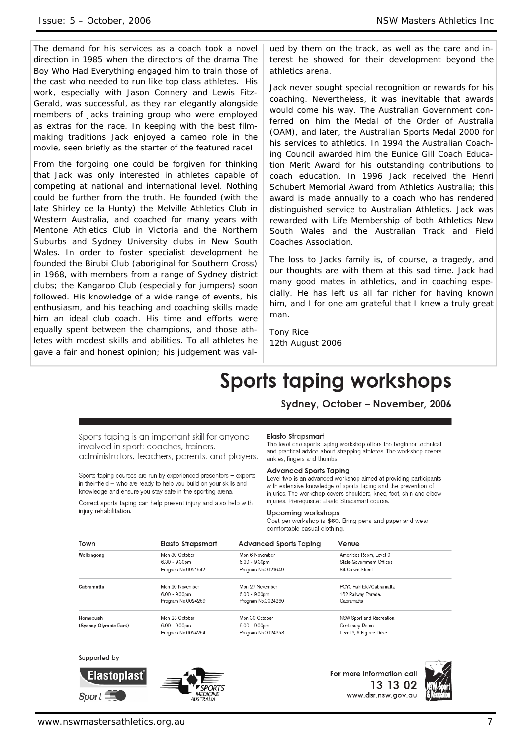The demand for his services as a coach took a novel direction in 1985 when the directors of the drama The Boy Who Had Everything engaged him to train those of the cast who needed to run like top class athletes. His work, especially with Jason Connery and Lewis Fitz-Gerald, was successful, as they ran elegantly alongside members of Jacks training group who were employed as extras for the race. In keeping with the best film-making traditions Jack enjoyed a cameo role in the movie, seen briefly as the starter of the featured race!

From the forgoing one could be forgiven for thinking that Jack was only interested in athletes capable of competing at national and international level. Nothing could be further from the truth. He founded (with the late Shirley de la Hunty) the Melville Athletics Club in Western Australia, and coached for many years with Mentone Athletics Club in Victoria and the Northern Suburbs and Sydney University clubs in New South Wales. In order to foster specialist development he founded the Birubi Club (aboriginal for Southern Cross) in 1968, with members from a range of Sydney district clubs; the Kangaroo Club (especially for jumpers) soon followed. His knowledge of a wide range of events, his enthusiasm, and his teaching and coaching skills made him an ideal club coach. His time and efforts were equally spent between the champions, and those athletes with modest skills and abilities. To all athletes he gave a fair and honest opinion; his judgement was valued by them on the track, as well as the care and interest he showed for their development beyond the athletics arena.

Jack never sought special recognition or rewards for his coaching. Nevertheless, it was inevitable that awards would come his way. The Australian Government conferred on him the Medal of the Order of Australia (OAM), and later, the Australian Sports Medal 2000 for his services to athletics. In 1994 the Australian Coaching Council awarded him the Eunice Gill Coach Education Merit Award for his outstanding contributions to coach education. In 1996 Jack received the Henri Schubert Memorial Award from Athletics Australia; this award is made annually to a coach who has rendered distinguished service to Australian Athletics. Jack was rewarded with Life Membership of both Athletics New South Wales and the Australian Track and Field Coaches Association.

The loss to Jacks family is, of course, a tragedy, and our thoughts are with them at this sad time. Jack had many good mates in athletics, and in coaching especially. He has left us all far richer for having known him, and I for one am grateful that I knew a truly great man.

Tony Rice
12th August 2006

# Sports taping workshops

## Sydney, October – November, 2006

Sports taping is an important skill for anyone involved in sport: coaches, trainers, administrators, teachers, parents, and players.

Sports taping courses are run by experienced presenters – experts in theirfield – who are ready to help you build on your skills and knowledge and ensure you stay safe in the sporting arena.

Correct sports taping can help prevent injury and also help with injury rehabilitation.

**Elasto Strapsmart**
The level one sports taping workshop offers the beginner technical and practical advice about strapping athletes. The workshop covers ankles, fingers and thumbs.

**Advanced Sports Taping**
Level two is an advanced workshop aimed at providing participants with extensive knowledge of sports taping and the prevention of injuries. The workshop covers shoulders, knee, foot, shin and elbow injuries. Prerequisite: Elasto Strapsmart course.

**Upcoming workshops**
Cost per workshop is **$60**. Bring pens and paper and wear comfortable casual clothing.

| Town | Elasto Strapsmart | Advanced Sports Taping | Venue |
|---|---|---|---|
| **Wollongong** | Mon 30 October<br>6.30 - 9.30pm<br>Program No.0021642 | Mon 6 November<br>6.30 - 9.30pm<br>Program No.0021649 | Amenities Room, Level 0<br>State Government Offices<br>84 Crown Street |
| **Cabramatta** | Mon 20 November<br>6.00 - 9.00pm<br>Program No.0024259 | Mon 27 November<br>6.00 - 9.00pm<br>Program No.0024260 | PCYC Fairfield/Cabramatta<br>162 Railway Parade,<br>Cabramatta |
| **Homebush (Sydney Olympic Park)** | Mon 23 October<br>6.00 - 9.00pm<br>Program No.0024254 | Mon 30 October<br>6.00 - 9.00pm<br>Program No.0024258 | NSW Sport and Recreation,<br>Centenary Room<br>Level 2, 6 Figtree Drive |

Supported by

Elastoplast Sport

Sports Medicine Australia

For more information call
**13 13 02**
www.dsr.nsw.gov.au

NSW Sport & Recreation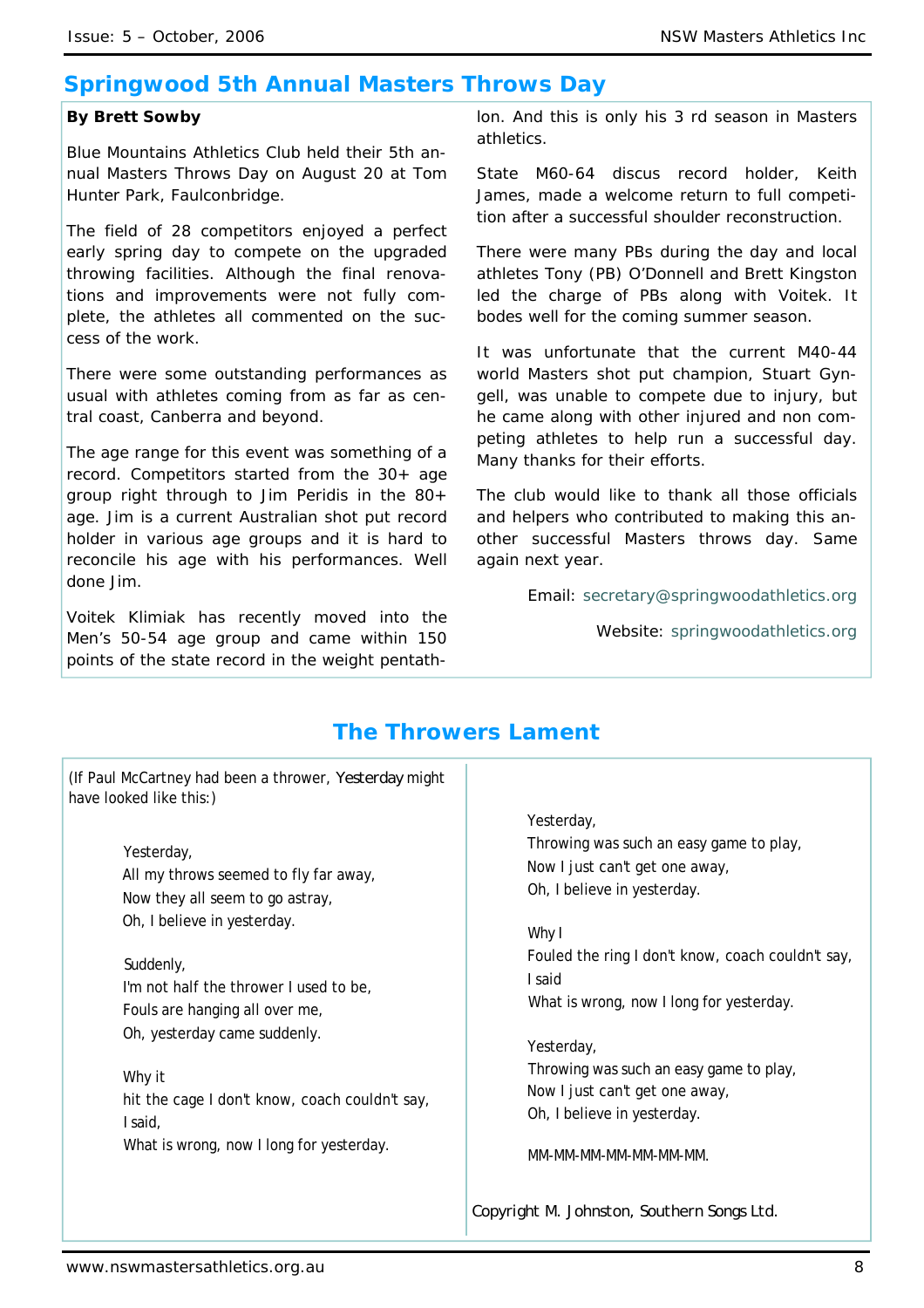## Springwood 5th Annual Masters Throws Day

**By Brett Sowby**

Blue Mountains Athletics Club held their 5th annual Masters Throws Day on August 20 at Tom Hunter Park, Faulconbridge.

The field of 28 competitors enjoyed a perfect early spring day to compete on the upgraded throwing facilities. Although the final renovations and improvements were not fully complete, the athletes all commented on the success of the work.

There were some outstanding performances as usual with athletes coming from as far as central coast, Canberra and beyond.

The age range for this event was something of a record. Competitors started from the 30+ age group right through to Jim Peridis in the 80+ age. Jim is a current Australian shot put record holder in various age groups and it is hard to reconcile his age with his performances. Well done Jim.

Voitek Klimiak has recently moved into the Men's 50-54 age group and came within 150 points of the state record in the weight pentathlon. And this is only his 3 rd season in Masters athletics.

State M60-64 discus record holder, Keith James, made a welcome return to full competition after a successful shoulder reconstruction.

There were many PBs during the day and local athletes Tony (PB) O'Donnell and Brett Kingston led the charge of PBs along with Voitek. It bodes well for the coming summer season.

It was unfortunate that the current M40-44 world Masters shot put champion, Stuart Gyngell, was unable to compete due to injury, but he came along with other injured and non competing athletes to help run a successful day. Many thanks for their efforts.

The club would like to thank all those officials and helpers who contributed to making this another successful Masters throws day. Same again next year.

Email: secretary@springwoodathletics.org

Website: springwoodathletics.org

## The Throwers Lament

(If Paul McCartney had been a thrower, *Yesterday* might have looked like this:)

Yesterday,  
All my throws seemed to fly far away,  
Now they all seem to go astray,  
Oh, I believe in yesterday.

Suddenly,  
I'm not half the thrower I used to be,  
Fouls are hanging all over me,  
Oh, yesterday came suddenly.

Why it  
hit the cage I don't know, coach couldn't say,  
I said,  
What is wrong, now I long for yesterday.

Yesterday,  
Throwing was such an easy game to play,  
Now I just can't get one away,  
Oh, I believe in yesterday.

Why I  
Fouled the ring I don't know, coach couldn't say,  
I said  
What is wrong, now I long for yesterday.

Yesterday,  
Throwing was such an easy game to play,  
Now I just can't get one away,  
Oh, I believe in yesterday.

MM-MM-MM-MM-MM-MM-MM.

Copyright M. Johnston, Southern Songs Ltd.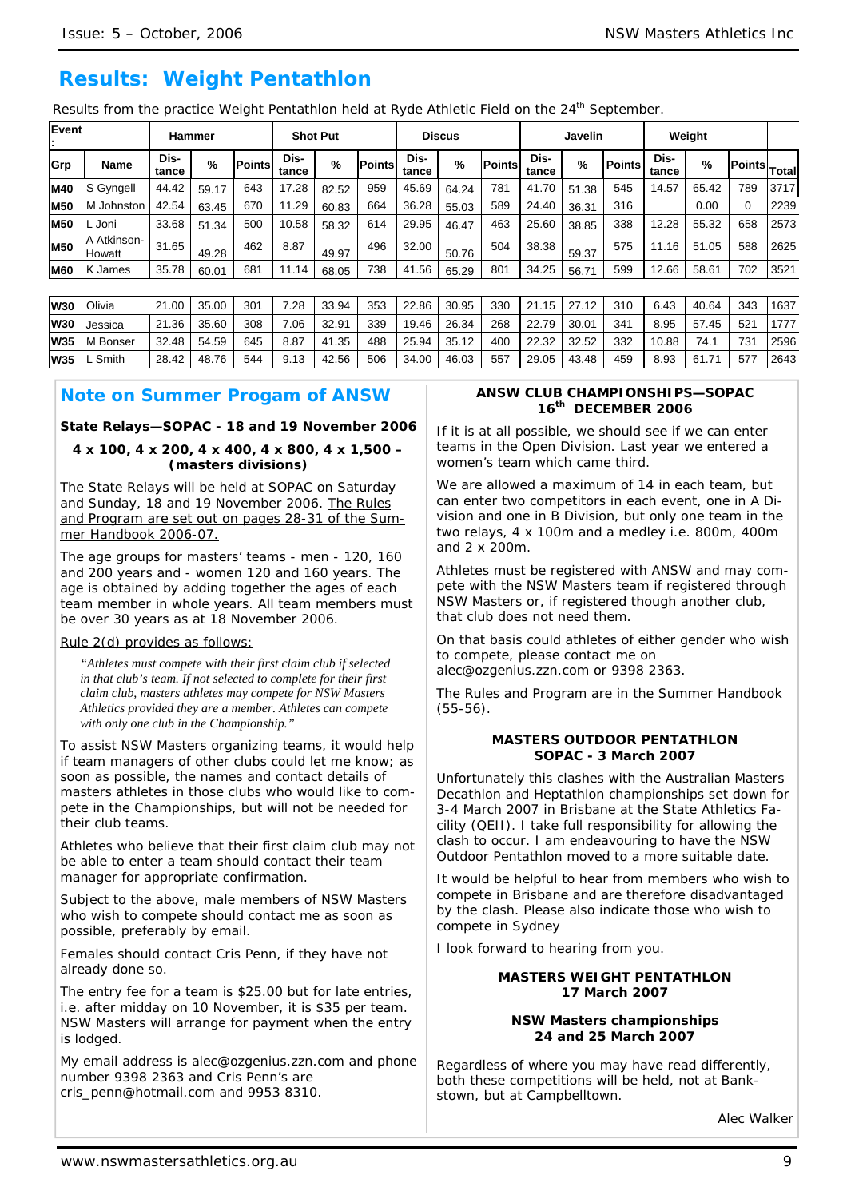# Results: Weight Pentathlon

Results from the practice Weight Pentathlon held at Ryde Athletic Field on the 24th September.

| Event: | | Hammer | | | Shot Put | | | Discus | | | Javelin | | | Weight | | | |
|---|---|---|---|---|---|---|---|---|---|---|---|---|---|---|---|---|---|
| Grp | Name | Distance | % | Points | Distance | % | Points | Distance | % | Points | Distance | % | Points | Distance | % | Points | Total |
| M40 | S Gyngell | 44.42 | 59.17 | 643 | 17.28 | 82.52 | 959 | 45.69 | 64.24 | 781 | 41.70 | 51.38 | 545 | 14.57 | 65.42 | 789 | 3717 |
| M50 | M Johnston | 42.54 | 63.45 | 670 | 11.29 | 60.83 | 664 | 36.28 | 55.03 | 589 | 24.40 | 36.31 | 316 | | 0.00 | 0 | 2239 |
| M50 | L Joni | 33.68 | 51.34 | 500 | 10.58 | 58.32 | 614 | 29.95 | 46.47 | 463 | 25.60 | 38.85 | 338 | 12.28 | 55.32 | 658 | 2573 |
| M50 | A Atkinson-Howatt | 31.65 | 49.28 | 462 | 8.87 | 49.97 | 496 | 32.00 | 50.76 | 504 | 38.38 | 59.37 | 575 | 11.16 | 51.05 | 588 | 2625 |
| M60 | K James | 35.78 | 60.01 | 681 | 11.14 | 68.05 | 738 | 41.56 | 65.29 | 801 | 34.25 | 56.71 | 599 | 12.66 | 58.61 | 702 | 3521 |
| | | | | | | | | | | | | | | | | | |
| W30 | Olivia | 21.00 | 35.00 | 301 | 7.28 | 33.94 | 353 | 22.86 | 30.95 | 330 | 21.15 | 27.12 | 310 | 6.43 | 40.64 | 343 | 1637 |
| W30 | Jessica | 21.36 | 35.60 | 308 | 7.06 | 32.91 | 339 | 19.46 | 26.34 | 268 | 22.79 | 30.01 | 341 | 8.95 | 57.45 | 521 | 1777 |
| W35 | M Bonser | 32.48 | 54.59 | 645 | 8.87 | 41.35 | 488 | 25.94 | 35.12 | 400 | 22.32 | 32.52 | 332 | 10.88 | 74.1 | 731 | 2596 |
| W35 | L Smith | 28.42 | 48.76 | 544 | 9.13 | 42.56 | 506 | 34.00 | 46.03 | 557 | 29.05 | 43.48 | 459 | 8.93 | 61.71 | 577 | 2643 |

## Note on Summer Progam of ANSW

**State Relays—SOPAC - 18 and 19 November 2006**

**4 x 100, 4 x 200, 4 x 400, 4 x 800, 4 x 1,500 – (masters divisions)**

The State Relays will be held at SOPAC on Saturday and Sunday, 18 and 19 November 2006. The Rules and Program are set out on pages 28-31 of the Summer Handbook 2006-07.

The age groups for masters' teams - men - 120, 160 and 200 years and - women 120 and 160 years. The age is obtained by adding together the ages of each team member in whole years. All team members must be over 30 years as at 18 November 2006.

Rule 2(d) provides as follows:

> *"Athletes must compete with their first claim club if selected in that club's team. If not selected to complete for their first claim club, masters athletes may compete for NSW Masters Athletics provided they are a member. Athletes can compete with only one club in the Championship."*

To assist NSW Masters organizing teams, it would help if team managers of other clubs could let me know; as soon as possible, the names and contact details of masters athletes in those clubs who would like to compete in the Championships, but will not be needed for their club teams.

Athletes who believe that their first claim club may not be able to enter a team should contact their team manager for appropriate confirmation.

Subject to the above, male members of NSW Masters who wish to compete should contact me as soon as possible, preferably by email.

Females should contact Cris Penn, if they have not already done so.

The entry fee for a team is $25.00 but for late entries, i.e. after midday on 10 November, it is $35 per team. NSW Masters will arrange for payment when the entry is lodged.

My email address is alec@ozgenius.zzn.com and phone number 9398 2363 and Cris Penn's are cris_penn@hotmail.com and 9953 8310.

**ANSW CLUB CHAMPIONSHIPS—SOPAC 16th DECEMBER 2006**

If it is at all possible, we should see if we can enter teams in the Open Division. Last year we entered a women's team which came third.

We are allowed a maximum of 14 in each team, but can enter two competitors in each event, one in A Division and one in B Division, but only one team in the two relays, 4 x 100m and a medley i.e. 800m, 400m and 2 x 200m.

Athletes must be registered with ANSW and may compete with the NSW Masters team if registered through NSW Masters or, if registered though another club, that club does not need them.

On that basis could athletes of either gender who wish to compete, please contact me on alec@ozgenius.zzn.com or 9398 2363.

The Rules and Program are in the Summer Handbook (55-56).

**MASTERS OUTDOOR PENTATHLON SOPAC - 3 March 2007**

Unfortunately this clashes with the Australian Masters Decathlon and Heptathlon championships set down for 3-4 March 2007 in Brisbane at the State Athletics Facility (QEII). I take full responsibility for allowing the clash to occur. I am endeavouring to have the NSW Outdoor Pentathlon moved to a more suitable date.

It would be helpful to hear from members who wish to compete in Brisbane and are therefore disadvantaged by the clash. Please also indicate those who wish to compete in Sydney

I look forward to hearing from you.

**MASTERS WEIGHT PENTATHLON 17 March 2007**

**NSW Masters championships 24 and 25 March 2007**

Regardless of where you may have read differently, both these competitions will be held, not at Bankstown, but at Campbelltown.

Alec Walker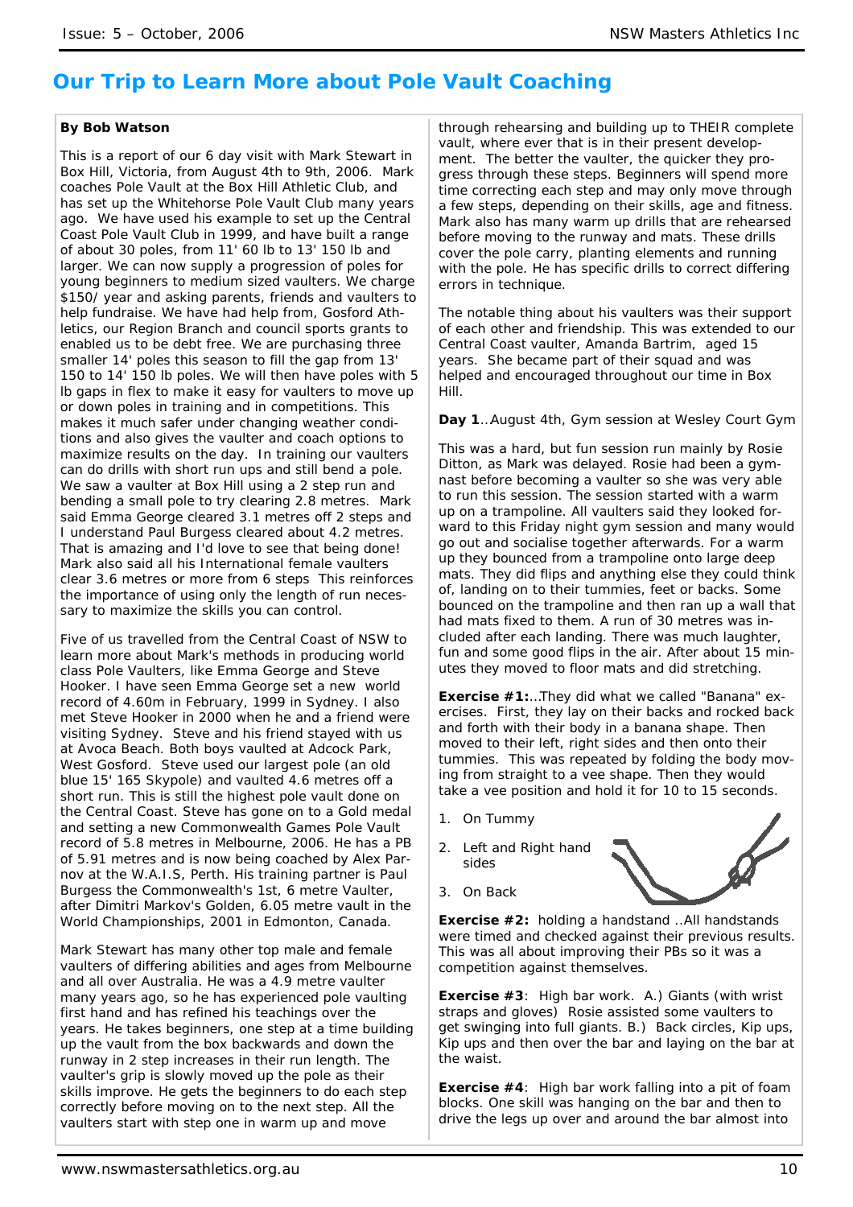# Our Trip to Learn More about Pole Vault Coaching

**By Bob Watson**

This is a report of our 6 day visit with Mark Stewart in Box Hill, Victoria, from August 4th to 9th, 2006. Mark coaches Pole Vault at the Box Hill Athletic Club, and has set up the Whitehorse Pole Vault Club many years ago. We have used his example to set up the Central Coast Pole Vault Club in 1999, and have built a range of about 30 poles, from 11' 60 lb to 13' 150 lb and larger. We can now supply a progression of poles for young beginners to medium sized vaulters. We charge $150/ year and asking parents, friends and vaulters to help fundraise. We have had help from, Gosford Athletics, our Region Branch and council sports grants to enabled us to be debt free. We are purchasing three smaller 14' poles this season to fill the gap from 13' 150 to 14' 150 lb poles. We will then have poles with 5 lb gaps in flex to make it easy for vaulters to move up or down poles in training and in competitions. This makes it much safer under changing weather conditions and also gives the vaulter and coach options to maximize results on the day. In training our vaulters can do drills with short run ups and still bend a pole. We saw a vaulter at Box Hill using a 2 step run and bending a small pole to try clearing 2.8 metres. Mark said Emma George cleared 3.1 metres off 2 steps and I understand Paul Burgess cleared about 4.2 metres. That is amazing and I'd love to see that being done! Mark also said all his International female vaulters clear 3.6 metres or more from 6 steps This reinforces the importance of using only the length of run necessary to maximize the skills you can control.

Five of us travelled from the Central Coast of NSW to learn more about Mark's methods in producing world class Pole Vaulters, like Emma George and Steve Hooker. I have seen Emma George set a new world record of 4.60m in February, 1999 in Sydney. I also met Steve Hooker in 2000 when he and a friend were visiting Sydney. Steve and his friend stayed with us at Avoca Beach. Both boys vaulted at Adcock Park, West Gosford. Steve used our largest pole (an old blue 15' 165 Skypole) and vaulted 4.6 metres off a short run. This is still the highest pole vault done on the Central Coast. Steve has gone on to a Gold medal and setting a new Commonwealth Games Pole Vault record of 5.8 metres in Melbourne, 2006. He has a PB of 5.91 metres and is now being coached by Alex Parnov at the W.A.I.S, Perth. His training partner is Paul Burgess the Commonwealth's 1st, 6 metre Vaulter, after Dimitri Markov's Golden, 6.05 metre vault in the World Championships, 2001 in Edmonton, Canada.

Mark Stewart has many other top male and female vaulters of differing abilities and ages from Melbourne and all over Australia. He was a 4.9 metre vaulter many years ago, so he has experienced pole vaulting first hand and has refined his teachings over the years. He takes beginners, one step at a time building up the vault from the box backwards and down the runway in 2 step increases in their run length. The vaulter's grip is slowly moved up the pole as their skills improve. He gets the beginners to do each step correctly before moving on to the next step. All the vaulters start with step one in warm up and move through rehearsing and building up to THEIR complete vault, where ever that is in their present development. The better the vaulter, the quicker they progress through these steps. Beginners will spend more time correcting each step and may only move through a few steps, depending on their skills, age and fitness. Mark also has many warm up drills that are rehearsed before moving to the runway and mats. These drills cover the pole carry, planting elements and running with the pole. He has specific drills to correct differing errors in technique.

The notable thing about his vaulters was their support of each other and friendship. This was extended to our Central Coast vaulter, Amanda Bartrim, aged 15 years. She became part of their squad and was helped and encouraged throughout our time in Box Hill.

**Day 1**..August 4th, Gym session at Wesley Court Gym

This was a hard, but fun session run mainly by Rosie Ditton, as Mark was delayed. Rosie had been a gymnast before becoming a vaulter so she was very able to run this session. The session started with a warm up on a trampoline. All vaulters said they looked forward to this Friday night gym session and many would go out and socialise together afterwards. For a warm up they bounced from a trampoline onto large deep mats. They did flips and anything else they could think of, landing on to their tummies, feet or backs. Some bounced on the trampoline and then ran up a wall that had mats fixed to them. A run of 30 metres was included after each landing. There was much laughter, fun and some good flips in the air. After about 15 minutes they moved to floor mats and did stretching.

**Exercise #1:**...They did what we called "Banana" exercises. First, they lay on their backs and rocked back and forth with their body in a banana shape. Then moved to their left, right sides and then onto their tummies. This was repeated by folding the body moving from straight to a vee shape. Then they would take a vee position and hold it for 10 to 15 seconds.

1. On Tummy
2. Left and Right hand sides
3. On Back

**Exercise #2:** holding a handstand ..All handstands were timed and checked against their previous results. This was all about improving their PBs so it was a competition against themselves.

**Exercise #3**: High bar work. A.) Giants (with wrist straps and gloves) Rosie assisted some vaulters to get swinging into full giants. B.) Back circles, Kip ups, Kip ups and then over the bar and laying on the bar at the waist.

**Exercise #4**: High bar work falling into a pit of foam blocks. One skill was hanging on the bar and then to drive the legs up over and around the bar almost into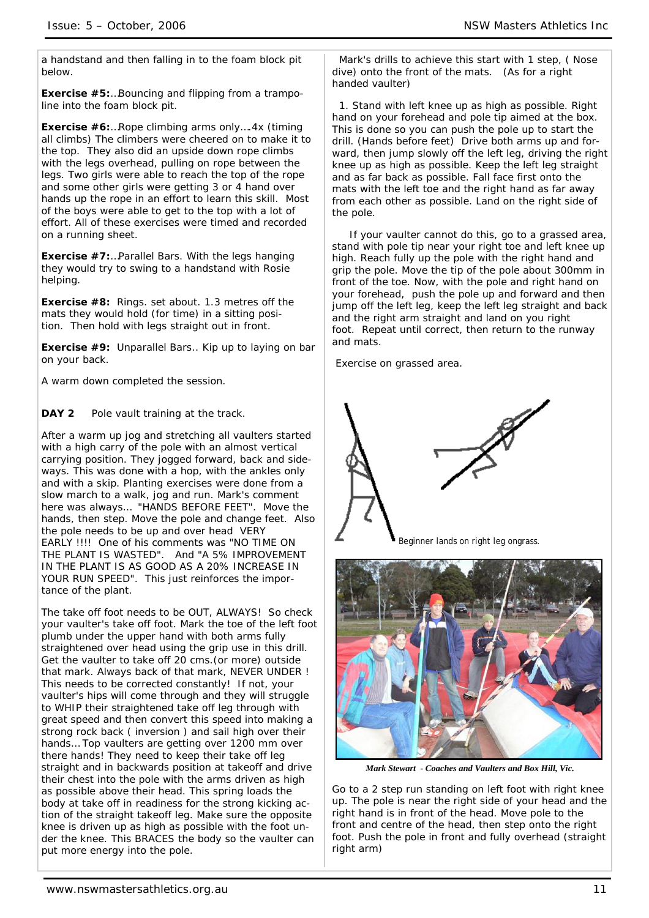a handstand and then falling in to the foam block pit below.

**Exercise #5:**...Bouncing and flipping from a trampoline into the foam block pit.

**Exercise #6:**...Rope climbing arms only....4x (timing all climbs) The climbers were cheered on to make it to the top. They also did an upside down rope climbs with the legs overhead, pulling on rope between the legs. Two girls were able to reach the top of the rope and some other girls were getting 3 or 4 hand over hands up the rope in an effort to learn this skill. Most of the boys were able to get to the top with a lot of effort. All of these exercises were timed and recorded on a running sheet.

**Exercise #7:**...Parallel Bars. With the legs hanging they would try to swing to a handstand with Rosie helping.

**Exercise #8:** Rings. set about. 1.3 metres off the mats they would hold (for time) in a sitting position. Then hold with legs straight out in front.

**Exercise #9:** Unparallel Bars.. Kip up to laying on bar on your back.

A warm down completed the session.

**DAY 2** Pole vault training at the track.

After a warm up jog and stretching all vaulters started with a high carry of the pole with an almost vertical carrying position. They jogged forward, back and sideways. This was done with a hop, with the ankles only and with a skip. Planting exercises were done from a slow march to a walk, jog and run. Mark's comment here was always... "HANDS BEFORE FEET". Move the hands, then step. Move the pole and change feet. Also the pole needs to be up and over head VERY EARLY !!!! One of his comments was "NO TIME ON THE PLANT IS WASTED". And "A 5% IMPROVEMENT IN THE PLANT IS AS GOOD AS A 20% INCREASE IN YOUR RUN SPEED". This just reinforces the importance of the plant.

The take off foot needs to be OUT, ALWAYS! So check your vaulter's take off foot. Mark the toe of the left foot plumb under the upper hand with both arms fully straightened over head using the grip use in this drill. Get the vaulter to take off 20 cms.(or more) outside that mark. Always back of that mark, NEVER UNDER ! This needs to be corrected constantly! If not, your vaulter's hips will come through and they will struggle to WHIP their straightened take off leg through with great speed and then convert this speed into making a strong rock back ( inversion ) and sail high over their hands... Top vaulters are getting over 1200 mm over there hands! They need to keep their take off leg straight and in backwards position at takeoff and drive their chest into the pole with the arms driven as high as possible above their head. This spring loads the body at take off in readiness for the strong kicking action of the straight takeoff leg. Make sure the opposite knee is driven up as high as possible with the foot under the knee. This BRACES the body so the vaulter can put more energy into the pole.

Mark's drills to achieve this start with 1 step, ( Nose dive) onto the front of the mats. (As for a right handed vaulter)

1. Stand with left knee up as high as possible. Right hand on your forehead and pole tip aimed at the box. This is done so you can push the pole up to start the drill. (Hands before feet) Drive both arms up and forward, then jump slowly off the left leg, driving the right knee up as high as possible. Keep the left leg straight and as far back as possible. Fall face first onto the mats with the left toe and the right hand as far away from each other as possible. Land on the right side of the pole.

If your vaulter cannot do this, go to a grassed area, stand with pole tip near your right toe and left knee up high. Reach fully up the pole with the right hand and grip the pole. Move the tip of the pole about 300mm in front of the toe. Now, with the pole and right hand on your forehead, push the pole up and forward and then jump off the left leg, keep the left leg straight and back and the right arm straight and land on you right foot. Repeat until correct, then return to the runway and mats.

Exercise on grassed area.

Beginner lands on right leg ongrass.

*Mark Stewart - Coaches and Vaulters and Box Hill, Vic.*

Go to a 2 step run standing on left foot with right knee up. The pole is near the right side of your head and the right hand is in front of the head. Move pole to the front and centre of the head, then step onto the right foot. Push the pole in front and fully overhead (straight right arm)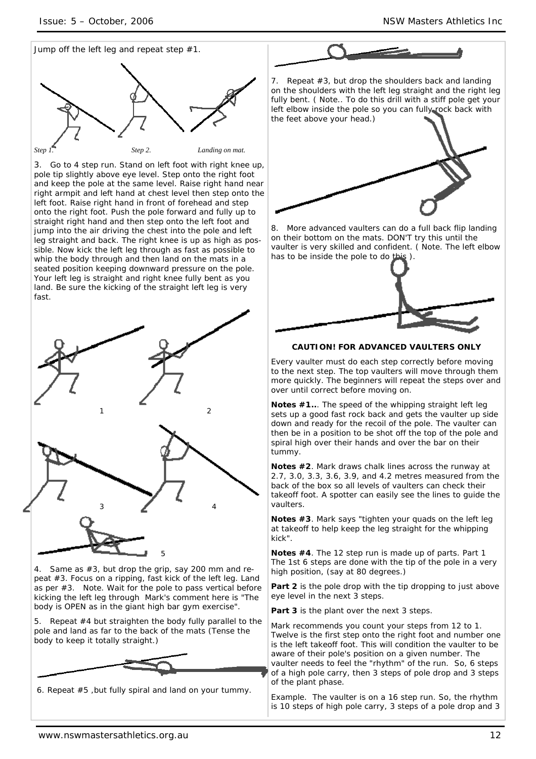Jump off the left leg and repeat step #1.

*Step 1.* *Step 2.* *Landing on mat.*

3. Go to 4 step run. Stand on left foot with right knee up, pole tip slightly above eye level. Step onto the right foot and keep the pole at the same level. Raise right hand near right armpit and left hand at chest level then step onto the left foot. Raise right hand in front of forehead and step onto the right foot. Push the pole forward and fully up to straight right hand and then step onto the left foot and jump into the air driving the chest into the pole and left leg straight and back. The right knee is up as high as possible. Now kick the left leg through as fast as possible to whip the body through and then land on the mats in a seated position keeping downward pressure on the pole. Your left leg is straight and right knee fully bent as you land. Be sure the kicking of the straight left leg is very fast.

1 2

3 4

5

4. Same as #3, but drop the grip, say 200 mm and repeat #3. Focus on a ripping, fast kick of the left leg. Land as per #3. Note. Wait for the pole to pass vertical before kicking the left leg through Mark's comment here is "The body is OPEN as in the giant high bar gym exercise".

5. Repeat #4 but straighten the body fully parallel to the pole and land as far to the back of the mats (Tense the body to keep it totally straight.)

6. Repeat #5 ,but fully spiral and land on your tummy.

7. Repeat #3, but drop the shoulders back and landing on the shoulders with the left leg straight and the right leg fully bent. ( Note.. To do this drill with a stiff pole get your left elbow inside the pole so you can fully rock back with the feet above your head.)

8. More advanced vaulters can do a full back flip landing on their bottom on the mats. DON'T try this until the vaulter is very skilled and confident. ( Note. The left elbow has to be inside the pole to do this ).

**CAUTION! FOR ADVANCED VAULTERS ONLY**

Every vaulter must do each step correctly before moving to the next step. The top vaulters will move through them more quickly. The beginners will repeat the steps over and over until correct before moving on.

**Notes #1..**. The speed of the whipping straight left leg sets up a good fast rock back and gets the vaulter up side down and ready for the recoil of the pole. The vaulter can then be in a position to be shot off the top of the pole and spiral high over their hands and over the bar on their tummy.

**Notes #2**. Mark draws chalk lines across the runway at 2.7, 3.0, 3.3, 3.6, 3.9, and 4.2 metres measured from the back of the box so all levels of vaulters can check their takeoff foot. A spotter can easily see the lines to guide the vaulters.

**Notes #3**. Mark says "tighten your quads on the left leg at takeoff to help keep the leg straight for the whipping kick".

**Notes #4**. The 12 step run is made up of parts. Part 1 The 1st 6 steps are done with the tip of the pole in a very high position, (say at 80 degrees.)

**Part 2** is the pole drop with the tip dropping to just above eye level in the next 3 steps.

**Part 3** is the plant over the next 3 steps.

Mark recommends you count your steps from 12 to 1. Twelve is the first step onto the right foot and number one is the left takeoff foot. This will condition the vaulter to be aware of their pole's position on a given number. The vaulter needs to feel the "rhythm" of the run. So, 6 steps of a high pole carry, then 3 steps of pole drop and 3 steps of the plant phase.

Example. The vaulter is on a 16 step run. So, the rhythm is 10 steps of high pole carry, 3 steps of a pole drop and 3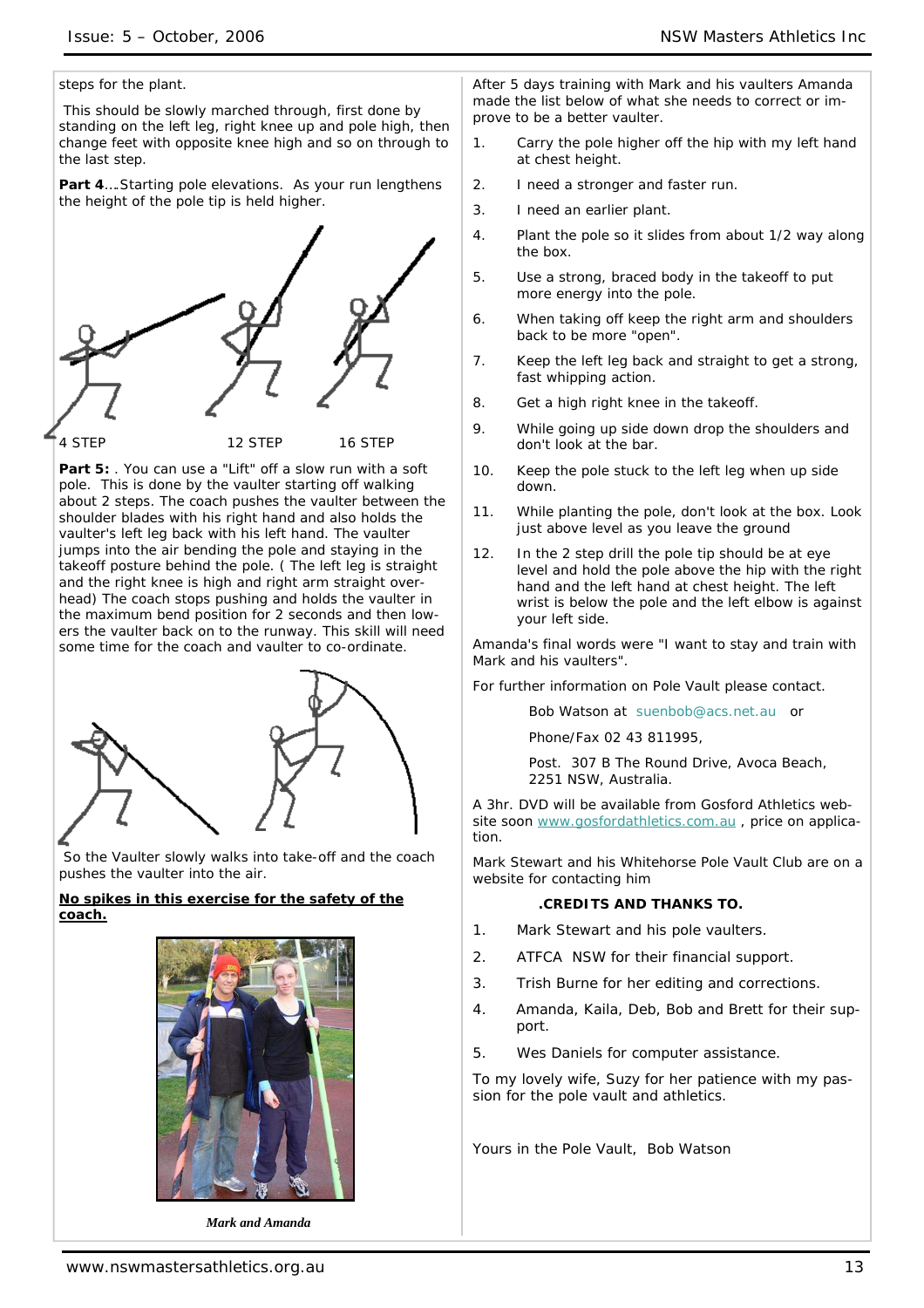steps for the plant.

This should be slowly marched through, first done by standing on the left leg, right knee up and pole high, then change feet with opposite knee high and so on through to the last step.

**Part 4**….Starting pole elevations. As your run lengthens the height of the pole tip is held higher.

4 STEP 12 STEP 16 STEP

**Part 5:** . You can use a "Lift" off a slow run with a soft pole. This is done by the vaulter starting off walking about 2 steps. The coach pushes the vaulter between the shoulder blades with his right hand and also holds the vaulter's left leg back with his left hand. The vaulter jumps into the air bending the pole and staying in the takeoff posture behind the pole. ( The left leg is straight and the right knee is high and right arm straight overhead) The coach stops pushing and holds the vaulter in the maximum bend position for 2 seconds and then lowers the vaulter back on to the runway. This skill will need some time for the coach and vaulter to co-ordinate.

So the Vaulter slowly walks into take-off and the coach pushes the vaulter into the air.

**No spikes in this exercise for the safety of the coach.**

*Mark and Amanda*

After 5 days training with Mark and his vaulters Amanda made the list below of what she needs to correct or improve to be a better vaulter.

1. Carry the pole higher off the hip with my left hand at chest height.
2. I need a stronger and faster run.
3. I need an earlier plant.
4. Plant the pole so it slides from about 1/2 way along the box.
5. Use a strong, braced body in the takeoff to put more energy into the pole.
6. When taking off keep the right arm and shoulders back to be more "open".
7. Keep the left leg back and straight to get a strong, fast whipping action.
8. Get a high right knee in the takeoff.
9. While going up side down drop the shoulders and don't look at the bar.
10. Keep the pole stuck to the left leg when up side down.
11. While planting the pole, don't look at the box. Look just above level as you leave the ground
12. In the 2 step drill the pole tip should be at eye level and hold the pole above the hip with the right hand and the left hand at chest height. The left wrist is below the pole and the left elbow is against your left side.

Amanda's final words were "I want to stay and train with Mark and his vaulters".

For further information on Pole Vault please contact.

Bob Watson at suenbob@acs.net.au or

Phone/Fax 02 43 811995,

Post. 307 B The Round Drive, Avoca Beach, 2251 NSW, Australia.

A 3hr. DVD will be available from Gosford Athletics website soon www.gosfordathletics.com.au , price on application.

Mark Stewart and his Whitehorse Pole Vault Club are on a website for contacting him

**.CREDITS AND THANKS TO.**

1. Mark Stewart and his pole vaulters.
2. ATFCA NSW for their financial support.
3. Trish Burne for her editing and corrections.
4. Amanda, Kaila, Deb, Bob and Brett for their support.
5. Wes Daniels for computer assistance.

To my lovely wife, Suzy for her patience with my passion for the pole vault and athletics.

Yours in the Pole Vault, Bob Watson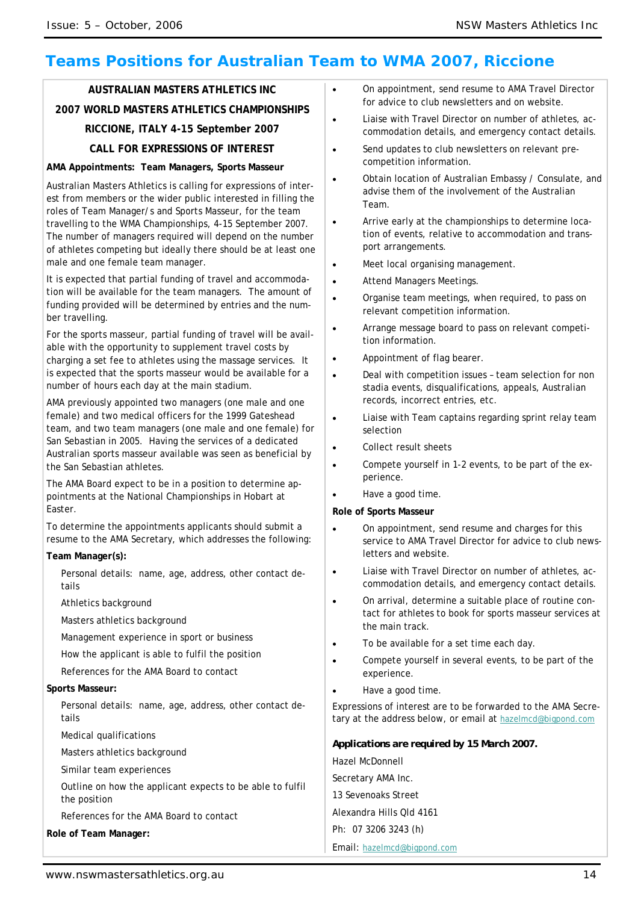# Teams Positions for Australian Team to WMA 2007, Riccione

**AUSTRALIAN MASTERS ATHLETICS INC**

**2007 WORLD MASTERS ATHLETICS CHAMPIONSHIPS**

**RICCIONE, ITALY 4-15 September 2007**

**CALL FOR EXPRESSIONS OF INTEREST**

**AMA Appointments: Team Managers, Sports Masseur**

Australian Masters Athletics is calling for expressions of interest from members or the wider public interested in filling the roles of Team Manager/s and Sports Masseur, for the team travelling to the WMA Championships, 4-15 September 2007. The number of managers required will depend on the number of athletes competing but ideally there should be at least one male and one female team manager.

It is expected that partial funding of travel and accommodation will be available for the team managers. The amount of funding provided will be determined by entries and the number travelling.

For the sports masseur, partial funding of travel will be available with the opportunity to supplement travel costs by charging a set fee to athletes using the massage services. It is expected that the sports masseur would be available for a number of hours each day at the main stadium.

AMA previously appointed two managers (one male and one female) and two medical officers for the 1999 Gateshead team, and two team managers (one male and one female) for San Sebastian in 2005. Having the services of a dedicated Australian sports masseur available was seen as beneficial by the San Sebastian athletes.

The AMA Board expect to be in a position to determine appointments at the National Championships in Hobart at Easter.

To determine the appointments applicants should submit a resume to the AMA Secretary, which addresses the following:

**Team Manager(s):**

Personal details: name, age, address, other contact details

Athletics background

Masters athletics background

Management experience in sport or business

How the applicant is able to fulfil the position

References for the AMA Board to contact

**Sports Masseur:**

Personal details: name, age, address, other contact details

Medical qualifications

Masters athletics background

Similar team experiences

Outline on how the applicant expects to be able to fulfil the position

References for the AMA Board to contact

**Role of Team Manager:**

- On appointment, send resume to AMA Travel Director for advice to club newsletters and on website.
- Liaise with Travel Director on number of athletes, accommodation details, and emergency contact details.
- Send updates to club newsletters on relevant pre-competition information.
- Obtain location of Australian Embassy / Consulate, and advise them of the involvement of the Australian Team.
- Arrive early at the championships to determine location of events, relative to accommodation and transport arrangements.
- Meet local organising management.
- Attend Managers Meetings.
- Organise team meetings, when required, to pass on relevant competition information.
- Arrange message board to pass on relevant competition information.
- Appointment of flag bearer.
- Deal with competition issues – team selection for non stadia events, disqualifications, appeals, Australian records, incorrect entries, etc.
- Liaise with Team captains regarding sprint relay team selection
- Collect result sheets
- Compete yourself in 1-2 events, to be part of the experience.
- Have a good time.

**Role of Sports Masseur**

- On appointment, send resume and charges for this service to AMA Travel Director for advice to club newsletters and website.
- Liaise with Travel Director on number of athletes, accommodation details, and emergency contact details.
- On arrival, determine a suitable place of routine contact for athletes to book for sports masseur services at the main track.
- To be available for a set time each day.
- Compete yourself in several events, to be part of the experience.
- Have a good time.

Expressions of interest are to be forwarded to the AMA Secretary at the address below, or email at hazelmcd@bigpond.com

***Applications are required by 15 March 2007.***

Hazel McDonnell

Secretary AMA Inc.

13 Sevenoaks Street

Alexandra Hills Qld 4161

Ph: 07 3206 3243 (h)

Email: hazelmcd@bigpond.com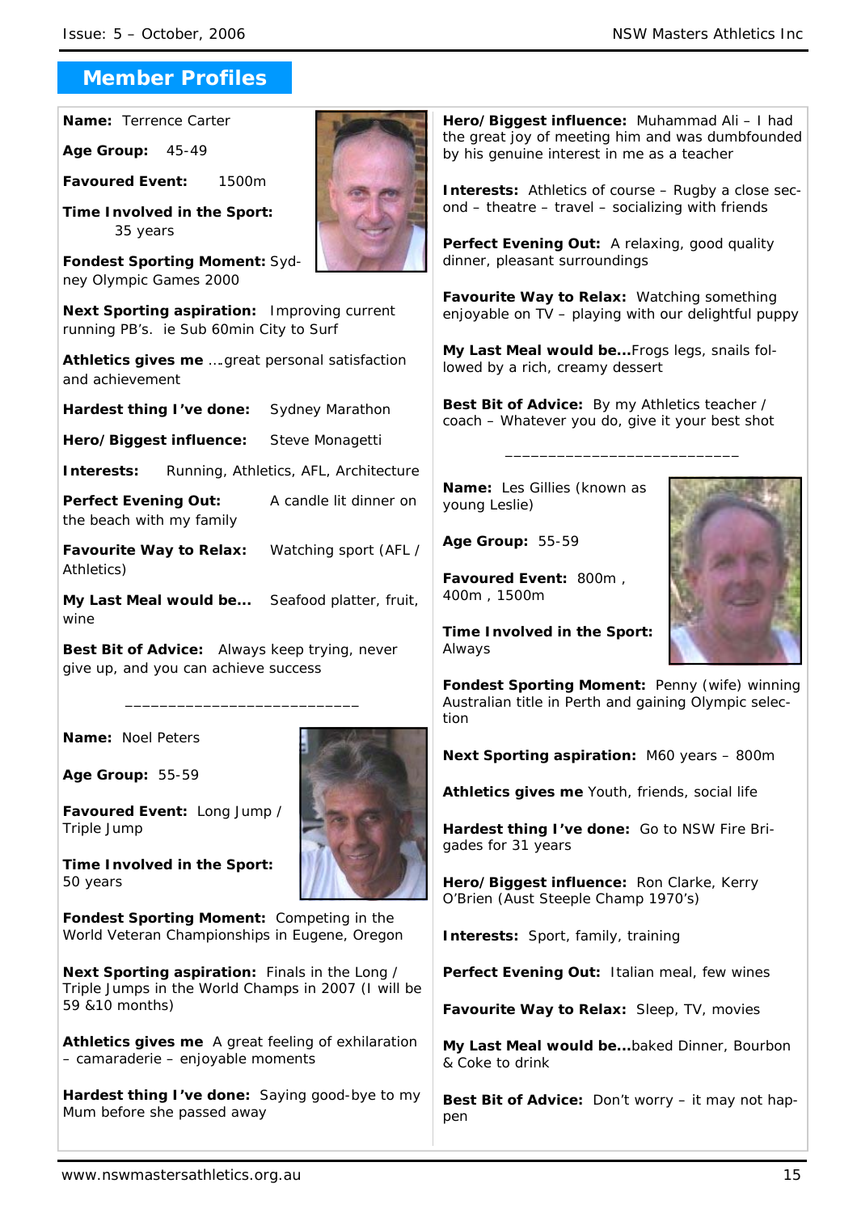## Member Profiles

**Name:** Terrence Carter

**Age Group:** 45-49

**Favoured Event:** 1500m

**Time Involved in the Sport:** 35 years

**Fondest Sporting Moment:** Sydney Olympic Games 2000

**Next Sporting aspiration:** Improving current running PB's. ie Sub 60min City to Surf

**Athletics gives me** ….great personal satisfaction and achievement

**Hardest thing I've done:** Sydney Marathon

**Hero/Biggest influence:** Steve Monagetti

**Interests:** Running, Athletics, AFL, Architecture

**Perfect Evening Out:** A candle lit dinner on the beach with my family

**Favourite Way to Relax:** Watching sport (AFL / Athletics)

**My Last Meal would be...** Seafood platter, fruit, wine

**Best Bit of Advice:** Always keep trying, never give up, and you can achieve success

---

**Name:** Noel Peters

**Age Group:** 55-59

**Favoured Event:** Long Jump / Triple Jump

**Time Involved in the Sport:** 50 years

**Fondest Sporting Moment:** Competing in the World Veteran Championships in Eugene, Oregon

**Next Sporting aspiration:** Finals in the Long / Triple Jumps in the World Champs in 2007 (I will be 59 &10 months)

**Athletics gives me** A great feeling of exhilaration – camaraderie – enjoyable moments

**Hardest thing I've done:** Saying good-bye to my Mum before she passed away

**Hero/Biggest influence:** Muhammad Ali – I had the great joy of meeting him and was dumbfounded by his genuine interest in me as a teacher

**Interests:** Athletics of course – Rugby a close second – theatre – travel – socializing with friends

**Perfect Evening Out:** A relaxing, good quality dinner, pleasant surroundings

**Favourite Way to Relax:** Watching something enjoyable on TV – playing with our delightful puppy

**My Last Meal would be...**Frogs legs, snails followed by a rich, creamy dessert

**Best Bit of Advice:** By my Athletics teacher / coach – Whatever you do, give it your best shot

---

**Name:** Les Gillies (known as young Leslie)

**Age Group:** 55-59

**Favoured Event:** 800m , 400m , 1500m

**Time Involved in the Sport:** Always

**Fondest Sporting Moment:** Penny (wife) winning Australian title in Perth and gaining Olympic selection

**Next Sporting aspiration:** M60 years – 800m

**Athletics gives me** Youth, friends, social life

**Hardest thing I've done:** Go to NSW Fire Brigades for 31 years

**Hero/Biggest influence:** Ron Clarke, Kerry O'Brien (Aust Steeple Champ 1970's)

**Interests:** Sport, family, training

**Perfect Evening Out:** Italian meal, few wines

**Favourite Way to Relax:** Sleep, TV, movies

**My Last Meal would be...**baked Dinner, Bourbon & Coke to drink

**Best Bit of Advice:** Don't worry – it may not happen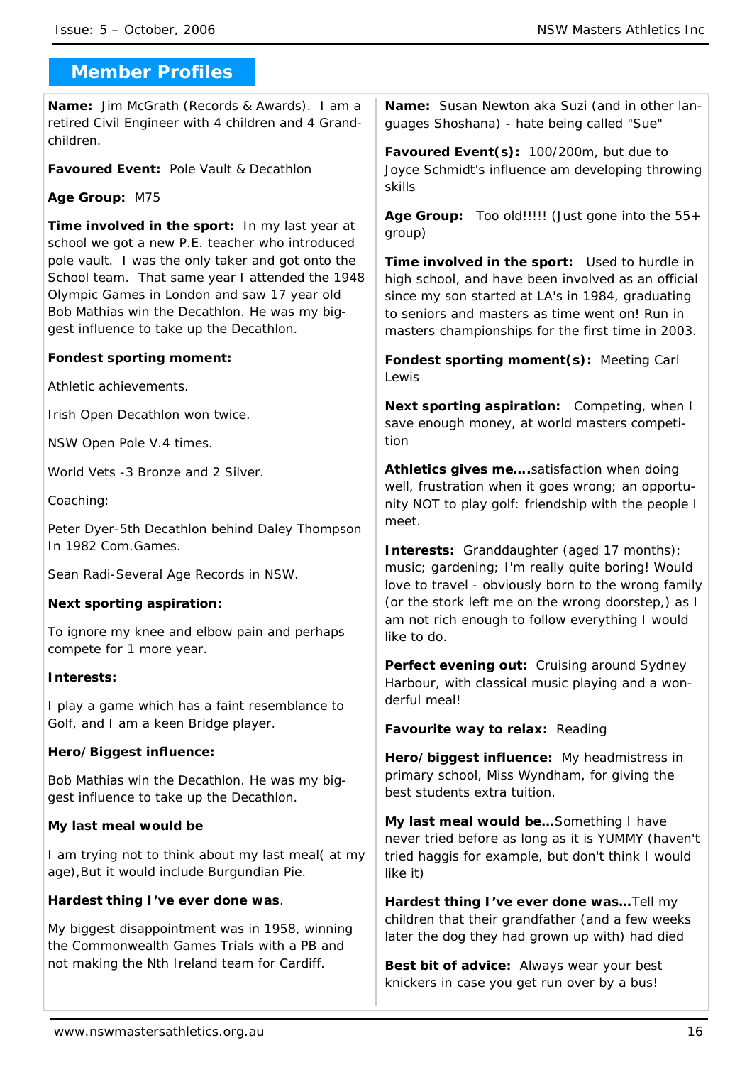## Member Profiles

**Name:** Jim McGrath (Records & Awards). I am a retired Civil Engineer with 4 children and 4 Grand-children.

**Favoured Event:** Pole Vault & Decathlon

**Age Group:** M75

**Time involved in the sport:** In my last year at school we got a new P.E. teacher who introduced pole vault. I was the only taker and got onto the School team. That same year I attended the 1948 Olympic Games in London and saw 17 year old Bob Mathias win the Decathlon. He was my biggest influence to take up the Decathlon.

**Fondest sporting moment:**

Athletic achievements.

Irish Open Decathlon won twice.

NSW Open Pole V.4 times.

World Vets -3 Bronze and 2 Silver.

Coaching:

Peter Dyer-5th Decathlon behind Daley Thompson In 1982 Com.Games.

Sean Radi-Several Age Records in NSW.

**Next sporting aspiration:**

To ignore my knee and elbow pain and perhaps compete for 1 more year.

**Interests:**

I play a game which has a faint resemblance to Golf, and I am a keen Bridge player.

**Hero/Biggest influence:**

Bob Mathias win the Decathlon. He was my biggest influence to take up the Decathlon.

**My last meal would be**

I am trying not to think about my last meal( at my age),But it would include Burgundian Pie.

**Hardest thing I've ever done was**.

My biggest disappointment was in 1958, winning the Commonwealth Games Trials with a PB and not making the Nth Ireland team for Cardiff.

---

**Name:** Susan Newton aka Suzi (and in other languages Shoshana) - hate being called "Sue"

**Favoured Event(s):** 100/200m, but due to Joyce Schmidt's influence am developing throwing skills

**Age Group:** Too old!!!!! (Just gone into the 55+ group)

**Time involved in the sport:** Used to hurdle in high school, and have been involved as an official since my son started at LA's in 1984, graduating to seniors and masters as time went on! Run in masters championships for the first time in 2003.

**Fondest sporting moment(s):** Meeting Carl Lewis

**Next sporting aspiration:** Competing, when I save enough money, at world masters competition

**Athletics gives me….**satisfaction when doing well, frustration when it goes wrong; an opportunity NOT to play golf: friendship with the people I meet.

**Interests:** Granddaughter (aged 17 months); music; gardening; I'm really quite boring! Would love to travel - obviously born to the wrong family (or the stork left me on the wrong doorstep,) as I am not rich enough to follow everything I would like to do.

**Perfect evening out:** Cruising around Sydney Harbour, with classical music playing and a wonderful meal!

**Favourite way to relax:** Reading

**Hero/biggest influence:** My headmistress in primary school, Miss Wyndham, for giving the best students extra tuition.

**My last meal would be…**Something I have never tried before as long as it is YUMMY (haven't tried haggis for example, but don't think I would like it)

**Hardest thing I've ever done was…**Tell my children that their grandfather (and a few weeks later the dog they had grown up with) had died

**Best bit of advice:** Always wear your best knickers in case you get run over by a bus!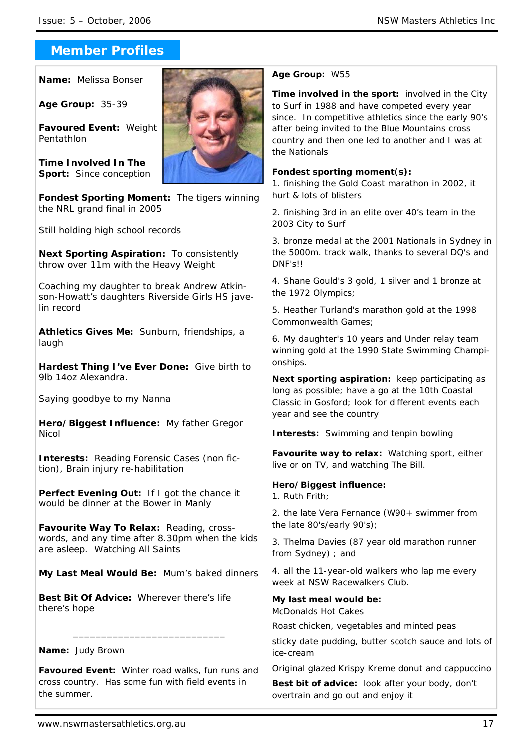## Member Profiles

**Name:** Melissa Bonser

**Age Group:** 35-39

**Favoured Event:** Weight Pentathlon

**Time Involved In The Sport:** Since conception

**Fondest Sporting Moment:** The tigers winning the NRL grand final in 2005

Still holding high school records

**Next Sporting Aspiration:** To consistently throw over 11m with the Heavy Weight

Coaching my daughter to break Andrew Atkinson-Howatt's daughters Riverside Girls HS javelin record

**Athletics Gives Me:** Sunburn, friendships, a laugh

**Hardest Thing I've Ever Done:** Give birth to 9lb 14oz Alexandra.

Saying goodbye to my Nanna

**Hero/Biggest Influence:** My father Gregor Nicol

**Interests:** Reading Forensic Cases (non fiction), Brain injury re-habilitation

**Perfect Evening Out:** If I got the chance it would be dinner at the Bower in Manly

**Favourite Way To Relax:** Reading, crosswords, and any time after 8.30pm when the kids are asleep. Watching All Saints

**My Last Meal Would Be:** Mum's baked dinners

**Best Bit Of Advice:** Wherever there's life there's hope

---

**Name:** Judy Brown

**Favoured Event:** Winter road walks, fun runs and cross country. Has some fun with field events in the summer.

**Age Group:** W55

**Time involved in the sport:** involved in the City to Surf in 1988 and have competed every year since. In competitive athletics since the early 90's after being invited to the Blue Mountains cross country and then one led to another and I was at the Nationals

**Fondest sporting moment(s):**

1. finishing the Gold Coast marathon in 2002, it hurt & lots of blisters
2. finishing 3rd in an elite over 40's team in the 2003 City to Surf
3. bronze medal at the 2001 Nationals in Sydney in the 5000m. track walk, thanks to several DQ's and DNF's!!
4. Shane Gould's 3 gold, 1 silver and 1 bronze at the 1972 Olympics;
5. Heather Turland's marathon gold at the 1998 Commonwealth Games;
6. My daughter's 10 years and Under relay team winning gold at the 1990 State Swimming Championships.

**Next sporting aspiration:** keep participating as long as possible; have a go at the 10th Coastal Classic in Gosford; look for different events each year and see the country

**Interests:** Swimming and tenpin bowling

**Favourite way to relax:** Watching sport, either live or on TV, and watching The Bill.

**Hero/Biggest influence:**

1. Ruth Frith;
2. the late Vera Fernance (W90+ swimmer from the late 80's/early 90's);
3. Thelma Davies (87 year old marathon runner from Sydney) ; and
4. all the 11-year-old walkers who lap me every week at NSW Racewalkers Club.

**My last meal would be:**

McDonalds Hot Cakes

Roast chicken, vegetables and minted peas

sticky date pudding, butter scotch sauce and lots of ice-cream

Original glazed Krispy Kreme donut and cappuccino

**Best bit of advice:** look after your body, don't overtrain and go out and enjoy it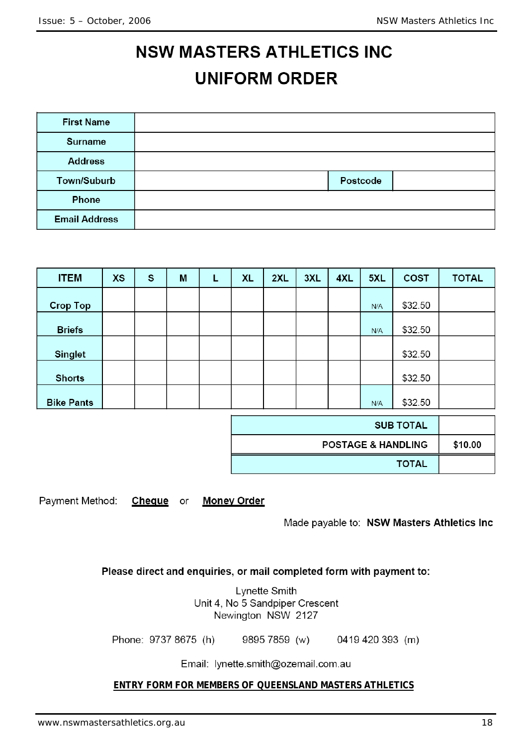# NSW MASTERS ATHLETICS INC

# UNIFORM ORDER

| First Name | | | |
|---|---|---|---|
| Surname | | | |
| Address | | | |
| Town/Suburb | | Postcode | |
| Phone | | | |
| Email Address | | | |

| ITEM | XS | S | M | L | XL | 2XL | 3XL | 4XL | 5XL | COST | TOTAL |
|---|---|---|---|---|---|---|---|---|---|---|---|
| Crop Top | | | | | | | | | N/A | $32.50 | |
| Briefs | | | | | | | | | N/A | $32.50 | |
| Singlet | | | | | | | | | | $32.50 | |
| Shorts | | | | | | | | | | $32.50 | |
| Bike Pants | | | | | | | | | N/A | $32.50 | |

| | |
|---|---|
| SUB TOTAL | |
| POSTAGE & HANDLING | $10.00 |
| TOTAL | |

Payment Method: **Cheque** or **Money Order**

Made payable to: **NSW Masters Athletics Inc**

**Please direct and enquiries, or mail completed form with payment to:**

Lynette Smith
Unit 4, No 5 Sandpiper Crescent
Newington NSW 2127

Phone: 9737 8675 (h) 9895 7859 (w) 0419 420 393 (m)

Email: lynette.smith@ozemail.com.au

**ENTRY FORM FOR MEMBERS OF QUEENSLAND MASTERS ATHLETICS**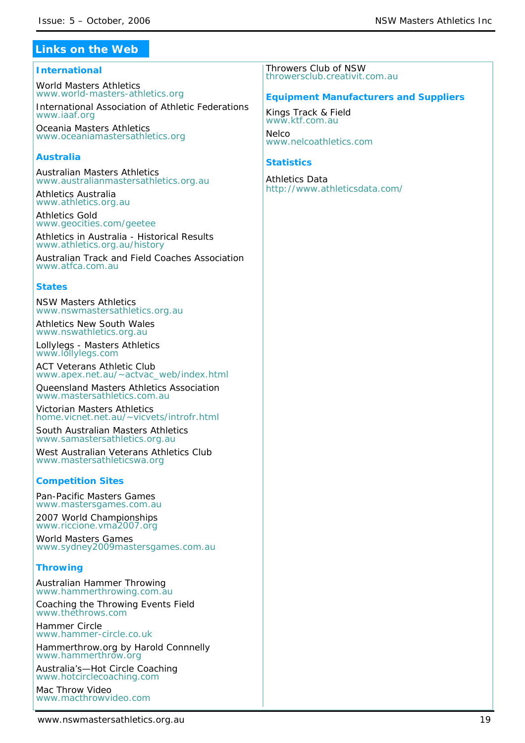## Links on the Web

### International

World Masters Athletics
www.world-masters-athletics.org

International Association of Athletic Federations
www.iaaf.org

Oceania Masters Athletics
www.oceaniamastersathletics.org

### Australia

Australian Masters Athletics
www.australianmastersathletics.org.au

Athletics Australia
www.athletics.org.au

Athletics Gold
www.geocities.com/geetee

Athletics in Australia - Historical Results
www.athletics.org.au/history

Australian Track and Field Coaches Association
www.atfca.com.au

### States

NSW Masters Athletics
www.nswmastersathletics.org.au

Athletics New South Wales
www.nswathletics.org.au

Lollylegs - Masters Athletics
www.lollylegs.com

ACT Veterans Athletic Club
www.apex.net.au/~actvac_web/index.html

Queensland Masters Athletics Association
www.mastersathletics.com.au

Victorian Masters Athletics
home.vicnet.net.au/~vicvets/introfr.html

South Australian Masters Athletics
www.samastersathletics.org.au

West Australian Veterans Athletics Club
www.mastersathleticswa.org

### Competition Sites

Pan-Pacific Masters Games
www.mastersgames.com.au

2007 World Championships
www.riccione.vma2007.org

World Masters Games
www.sydney2009mastersgames.com.au

### Throwing

Australian Hammer Throwing
www.hammerthrowing.com.au

Coaching the Throwing Events Field
www.thethrows.com

Hammer Circle
www.hammer-circle.co.uk

Hammerthrow.org by Harold Connnelly
www.hammerthrow.org

Australia's—Hot Circle Coaching
www.hotcirclecoaching.com

Mac Throw Video
www.macthrowvideo.com

Throwers Club of NSW
throwersclub.creativit.com.au

### Equipment Manufacturers and Suppliers

Kings Track & Field
www.ktf.com.au

Nelco
www.nelcoathletics.com

### Statistics

Athletics Data
http://www.athleticsdata.com/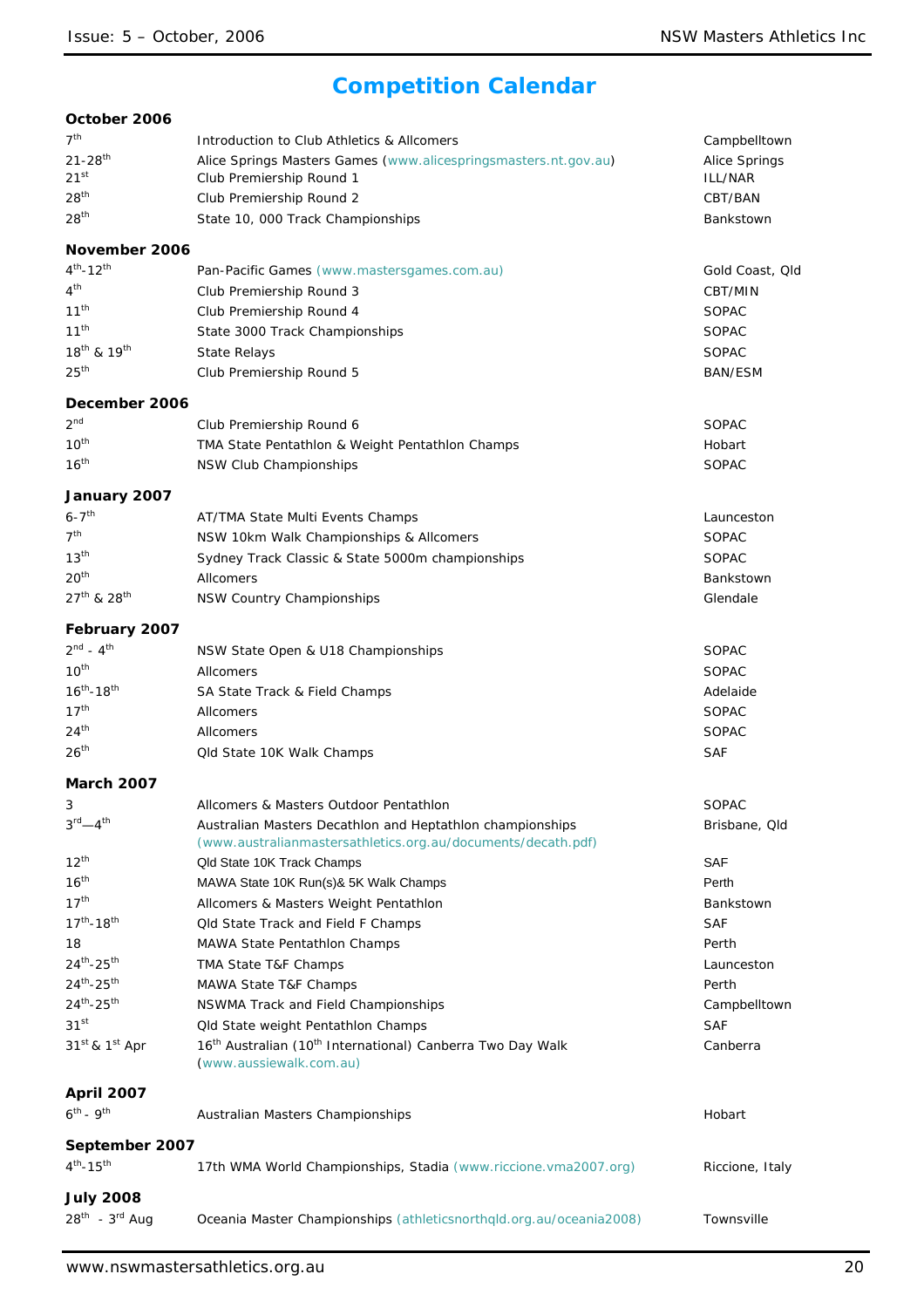# Competition Calendar

### October 2006

| | | |
|---|---|---|
| 7th | Introduction to Club Athletics & Allcomers | Campbelltown |
| 21-28th | Alice Springs Masters Games (www.alicespringsmasters.nt.gov.au) | Alice Springs |
| 21st | Club Premiership Round 1 | ILL/NAR |
| 28th | Club Premiership Round 2 | CBT/BAN |
| 28th | State 10, 000 Track Championships | Bankstown |

### November 2006

| | | |
|---|---|---|
| 4th-12th | Pan-Pacific Games (www.mastersgames.com.au) | Gold Coast, Qld |
| 4th | Club Premiership Round 3 | CBT/MIN |
| 11th | Club Premiership Round 4 | SOPAC |
| 11th | State 3000 Track Championships | SOPAC |
| 18th & 19th | State Relays | SOPAC |
| 25th | Club Premiership Round 5 | BAN/ESM |

### December 2006

| | | |
|---|---|---|
| 2nd | Club Premiership Round 6 | SOPAC |
| 10th | TMA State Pentathlon & Weight Pentathlon Champs | Hobart |
| 16th | NSW Club Championships | SOPAC |

### January 2007

| | | |
|---|---|---|
| 6-7th | AT/TMA State Multi Events Champs | Launceston |
| 7th | NSW 10km Walk Championships & Allcomers | SOPAC |
| 13th | Sydney Track Classic & State 5000m championships | SOPAC |
| 20th | Allcomers | Bankstown |
| 27th & 28th | NSW Country Championships | Glendale |

### February 2007

| | | |
|---|---|---|
| 2nd - 4th | NSW State Open & U18 Championships | SOPAC |
| 10th | Allcomers | SOPAC |
| 16th-18th | SA State Track & Field Champs | Adelaide |
| 17th | Allcomers | SOPAC |
| 24th | Allcomers | SOPAC |
| 26th | Qld State 10K Walk Champs | SAF |

### March 2007

| | | |
|---|---|---|
| 3 | Allcomers & Masters Outdoor Pentathlon | SOPAC |
| 3rd—4th | Australian Masters Decathlon and Heptathlon championships (www.australianmastersathletics.org.au/documents/decath.pdf) | Brisbane, Qld |
| 12th | Qld State 10K Track Champs | SAF |
| 16th | MAWA State 10K Run(s)& 5K Walk Champs | Perth |
| 17th | Allcomers & Masters Weight Pentathlon | Bankstown |
| 17th-18th | Qld State Track and Field F Champs | SAF |
| 18 | MAWA State Pentathlon Champs | Perth |
| 24th-25th | TMA State T&F Champs | Launceston |
| 24th-25th | MAWA State T&F Champs | Perth |
| 24th-25th | NSWMA Track and Field Championships | Campbelltown |
| 31st | Qld State weight Pentathlon Champs | SAF |
| 31st & 1st Apr | 16th Australian (10th International) Canberra Two Day Walk (www.aussiewalk.com.au) | Canberra |

### April 2007

| | | |
|---|---|---|
| 6th - 9th | Australian Masters Championships | Hobart |

### September 2007

| | | |
|---|---|---|
| 4th-15th | 17th WMA World Championships, Stadia (www.riccione.vma2007.org) | Riccione, Italy |

### July 2008

| | | |
|---|---|---|
| 28th - 3rd Aug | Oceania Master Championships (athleticsnorthqld.org.au/oceania2008) | Townsville |